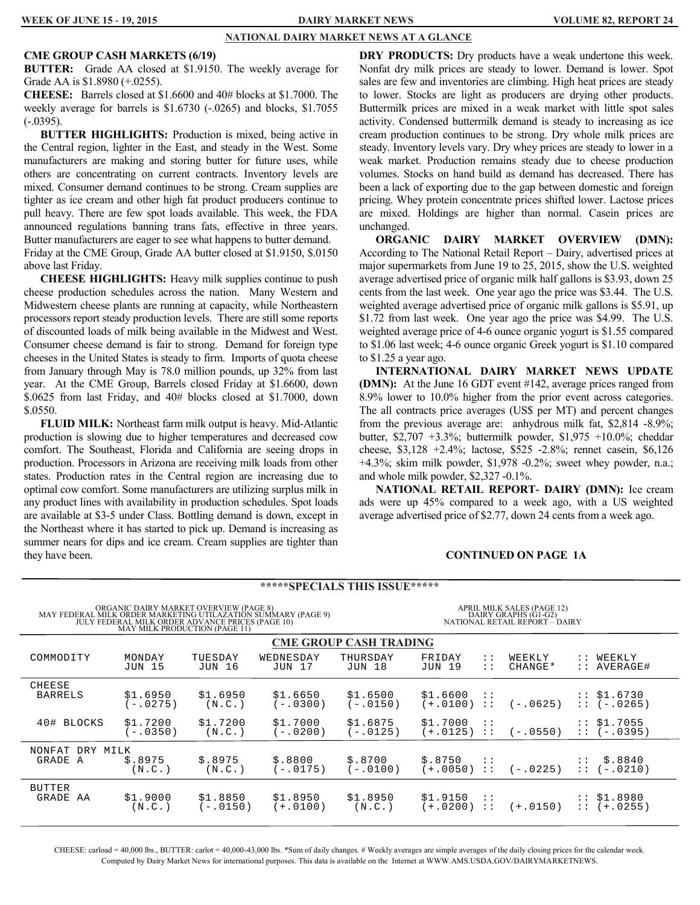## NATIONAL DAIRY MARKET NEWS AT A GLANCE

**CME GROUP CASH MARKETS (6/19)**

**BUTTER:** Grade AA closed at $1.9150. The weekly average for Grade AA is $1.8980 (+.0255).

**CHEESE:** Barrels closed at $1.6600 and 40# blocks at $1.7000. The weekly average for barrels is $1.6730 (-.0265) and blocks, $1.7055 (-.0395).

**BUTTER HIGHLIGHTS:** Production is mixed, being active in the Central region, lighter in the East, and steady in the West. Some manufacturers are making and storing butter for future uses, while others are concentrating on current contracts. Inventory levels are mixed. Consumer demand continues to be strong. Cream supplies are tighter as ice cream and other high fat product producers continue to pull heavy. There are few spot loads available. This week, the FDA announced regulations banning trans fats, effective in three years. Butter manufacturers are eager to see what happens to butter demand. Friday at the CME Group, Grade AA butter closed at $1.9150, $.0150 above last Friday.

**CHEESE HIGHLIGHTS:** Heavy milk supplies continue to push cheese production schedules across the nation. Many Western and Midwestern cheese plants are running at capacity, while Northeastern processors report steady production levels. There are still some reports of discounted loads of milk being available in the Midwest and West. Consumer cheese demand is fair to strong. Demand for foreign type cheeses in the United States is steady to firm. Imports of quota cheese from January through May is 78.0 million pounds, up 32% from last year. At the CME Group, Barrels closed Friday at $1.6600, down $.0625 from last Friday, and 40# blocks closed at $1.7000, down $.0550.

**FLUID MILK:** Northeast farm milk output is heavy. Mid-Atlantic production is slowing due to higher temperatures and decreased cow comfort. The Southeast, Florida and California are seeing drops in production. Processors in Arizona are receiving milk loads from other states. Production rates in the Central region are increasing due to optimal cow comfort. Some manufacturers are utilizing surplus milk in any product lines with availability in production schedules. Spot loads are available at $3-5 under Class. Bottling demand is down, except in the Northeast where it has started to pick up. Demand is increasing as summer nears for dips and ice cream. Cream supplies are tighter than they have been.

**DRY PRODUCTS:** Dry products have a weak undertone this week. Nonfat dry milk prices are steady to lower. Demand is lower. Spot sales are few and inventories are climbing. High heat prices are steady to lower. Stocks are light as producers are drying other products. Buttermilk prices are mixed in a weak market with little spot sales activity. Condensed buttermilk demand is steady to increasing as ice cream production continues to be strong. Dry whole milk prices are steady. Inventory levels vary. Dry whey prices are steady to lower in a weak market. Production remains steady due to cheese production volumes. Stocks on hand build as demand has decreased. There has been a lack of exporting due to the gap between domestic and foreign pricing. Whey protein concentrate prices shifted lower. Lactose prices are mixed. Holdings are higher than normal. Casein prices are unchanged.

**ORGANIC DAIRY MARKET OVERVIEW (DMN):** According to The National Retail Report – Dairy, advertised prices at major supermarkets from June 19 to 25, 2015, show the U.S. weighted average advertised price of organic milk half gallons is $3.93, down 25 cents from the last week. One year ago the price was $3.44. The U.S. weighted average advertised price of organic milk gallons is $5.91, up $1.72 from last week. One year ago the price was $4.99. The U.S. weighted average price of 4-6 ounce organic yogurt is $1.55 compared to $1.06 last week; 4-6 ounce organic Greek yogurt is $1.10 compared to $1.25 a year ago.

**INTERNATIONAL DAIRY MARKET NEWS UPDATE (DMN):** At the June 16 GDT event #142, average prices ranged from 8.9% lower to 10.0% higher from the prior event across categories. The all contracts price averages (US$ per MT) and percent changes from the previous average are: anhydrous milk fat, $2,814 -8.9%; butter, $2,707 +3.3%; buttermilk powder, $1,975 +10.0%; cheddar cheese, $3,128 +2.4%; lactose, $525 -2.8%; rennet casein, $6,126 +4.3%; skim milk powder, $1,978 -0.2%; sweet whey powder, n.a.; and whole milk powder, $2,327 -0.1%.

**NATIONAL RETAIL REPORT- DAIRY (DMN):** Ice cream ads were up 45% compared to a week ago, with a US weighted average advertised price of $2.77, down 24 cents from a week ago.

**CONTINUED ON PAGE 1A**

### *****SPECIALS THIS ISSUE*****

ORGANIC DAIRY MARKET OVERVIEW (PAGE 8)
MAY FEDERAL MILK ORDER MARKETING UTILAZATION SUMMARY (PAGE 9)
JULY FEDERAL MILK ORDER ADVANCE PRICES (PAGE 10)
MAY MILK PRODUCTION (PAGE 11)
APRIL MILK SALES (PAGE 12)
DAIRY GRAPHS (G1-G2)
NATIONAL RETAIL REPORT – DAIRY

### CME GROUP CASH TRADING

| COMMODITY | MONDAY JUN 15 | TUESDAY JUN 16 | WEDNESDAY JUN 17 | THURSDAY JUN 18 | FRIDAY JUN 19 | WEEKLY CHANGE* | WEEKLY AVERAGE# |
|---|---|---|---|---|---|---|---|
| CHEESE BARRELS | $1.6950 (-.0275) | $1.6950 (N.C.) | $1.6650 (-.0300) | $1.6500 (-.0150) | $1.6600 (+.0100) | (-.0625) | $1.6730 (-.0265) |
| 40# BLOCKS | $1.7200 (-.0350) | $1.7200 (N.C.) | $1.7000 (-.0200) | $1.6875 (-.0125) | $1.7000 (+.0125) | (-.0550) | $1.7055 (-.0395) |
| NONFAT DRY MILK GRADE A | $.8975 (N.C.) | $.8975 (N.C.) | $.8800 (-.0175) | $.8700 (-.0100) | $.8750 (+.0050) | (-.0225) | $.8840 (-.0210) |
| BUTTER GRADE AA | $1.9000 (N.C.) | $1.8850 (-.0150) | $1.8950 (+.0100) | $1.8950 (N.C.) | $1.9150 (+.0200) | (+.0150) | $1.8980 (+.0255) |

CHEESE: carload = 40,000 lbs., BUTTER: carlot = 40,000-43,000 lbs. *Sum of daily changes. # Weekly averages are simple averages of the daily closing prices for the calendar week. Computed by Dairy Market News for international purposes. This data is available on the Internet at WWW.AMS.USDA.GOV/DAIRYMARKETNEWS.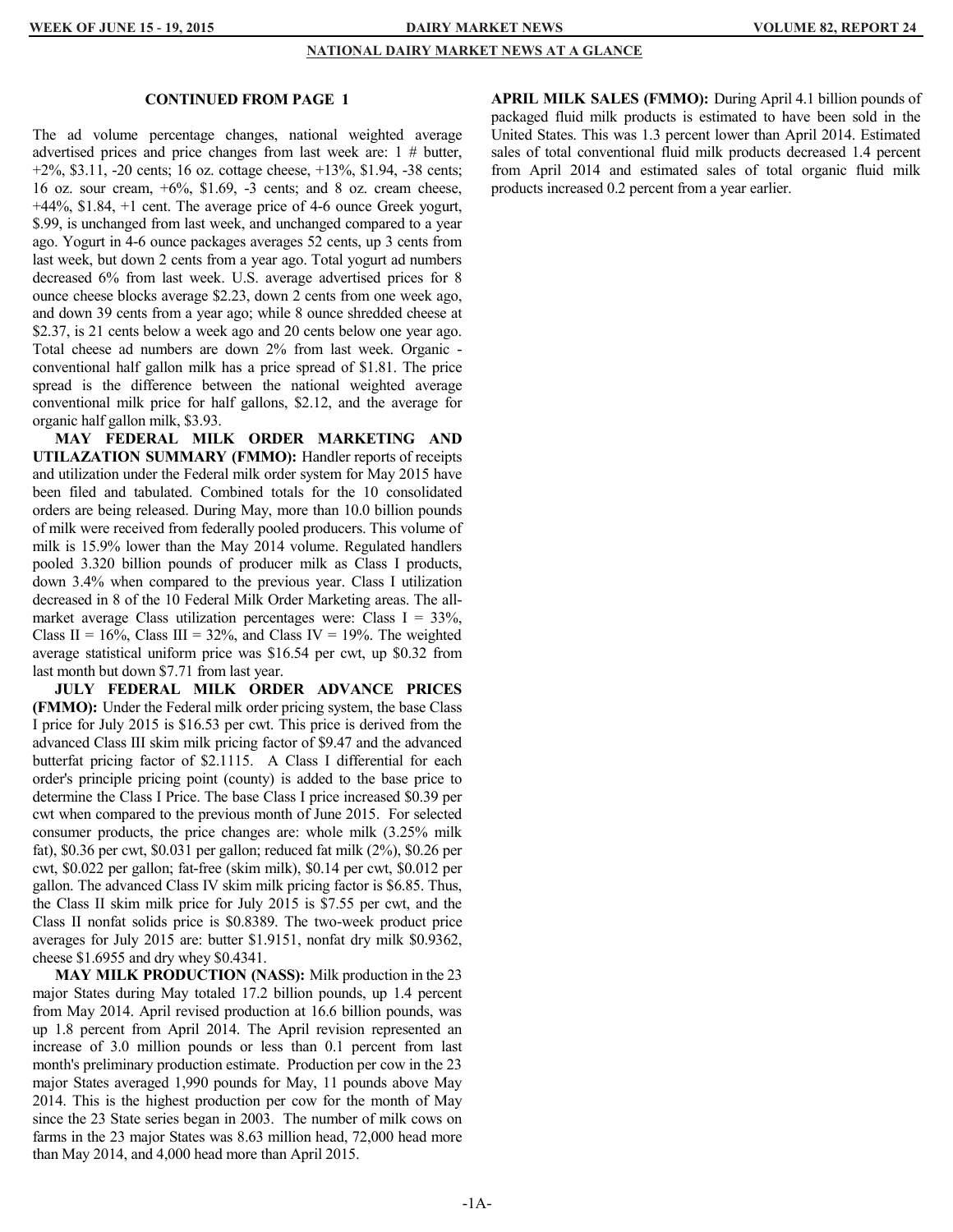## NATIONAL DAIRY MARKET NEWS AT A GLANCE

### CONTINUED FROM PAGE 1

The ad volume percentage changes, national weighted average advertised prices and price changes from last week are: 1 # butter, +2%, $3.11, -20 cents; 16 oz. cottage cheese, +13%, $1.94, -38 cents; 16 oz. sour cream, +6%, $1.69, -3 cents; and 8 oz. cream cheese, +44%, $1.84, +1 cent. The average price of 4-6 ounce Greek yogurt, $.99, is unchanged from last week, and unchanged compared to a year ago. Yogurt in 4-6 ounce packages averages 52 cents, up 3 cents from last week, but down 2 cents from a year ago. Total yogurt ad numbers decreased 6% from last week. U.S. average advertised prices for 8 ounce cheese blocks average $2.23, down 2 cents from one week ago, and down 39 cents from a year ago; while 8 ounce shredded cheese at $2.37, is 21 cents below a week ago and 20 cents below one year ago. Total cheese ad numbers are down 2% from last week. Organic - conventional half gallon milk has a price spread of $1.81. The price spread is the difference between the national weighted average conventional milk price for half gallons, $2.12, and the average for organic half gallon milk, $3.93.

**MAY FEDERAL MILK ORDER MARKETING AND UTILAZATION SUMMARY (FMMO):** Handler reports of receipts and utilization under the Federal milk order system for May 2015 have been filed and tabulated. Combined totals for the 10 consolidated orders are being released. During May, more than 10.0 billion pounds of milk were received from federally pooled producers. This volume of milk is 15.9% lower than the May 2014 volume. Regulated handlers pooled 3.320 billion pounds of producer milk as Class I products, down 3.4% when compared to the previous year. Class I utilization decreased in 8 of the 10 Federal Milk Order Marketing areas. The all-market average Class utilization percentages were: Class I = 33%, Class II = 16%, Class III = 32%, and Class IV = 19%. The weighted average statistical uniform price was $16.54 per cwt, up $0.32 from last month but down $7.71 from last year.

**JULY FEDERAL MILK ORDER ADVANCE PRICES (FMMO):** Under the Federal milk order pricing system, the base Class I price for July 2015 is $16.53 per cwt. This price is derived from the advanced Class III skim milk pricing factor of $9.47 and the advanced butterfat pricing factor of $2.1115. A Class I differential for each order's principle pricing point (county) is added to the base price to determine the Class I Price. The base Class I price increased $0.39 per cwt when compared to the previous month of June 2015. For selected consumer products, the price changes are: whole milk (3.25% milk fat), $0.36 per cwt, $0.031 per gallon; reduced fat milk (2%), $0.26 per cwt, $0.022 per gallon; fat-free (skim milk), $0.14 per cwt, $0.012 per gallon. The advanced Class IV skim milk pricing factor is $6.85. Thus, the Class II skim milk price for July 2015 is $7.55 per cwt, and the Class II nonfat solids price is $0.8389. The two-week product price averages for July 2015 are: butter $1.9151, nonfat dry milk $0.9362, cheese $1.6955 and dry whey $0.4341.

**MAY MILK PRODUCTION (NASS):** Milk production in the 23 major States during May totaled 17.2 billion pounds, up 1.4 percent from May 2014. April revised production at 16.6 billion pounds, was up 1.8 percent from April 2014. The April revision represented an increase of 3.0 million pounds or less than 0.1 percent from last month's preliminary production estimate. Production per cow in the 23 major States averaged 1,990 pounds for May, 11 pounds above May 2014. This is the highest production per cow for the month of May since the 23 State series began in 2003. The number of milk cows on farms in the 23 major States was 8.63 million head, 72,000 head more than May 2014, and 4,000 head more than April 2015.

**APRIL MILK SALES (FMMO):** During April 4.1 billion pounds of packaged fluid milk products is estimated to have been sold in the United States. This was 1.3 percent lower than April 2014. Estimated sales of total conventional fluid milk products decreased 1.4 percent from April 2014 and estimated sales of total organic fluid milk products increased 0.2 percent from a year earlier.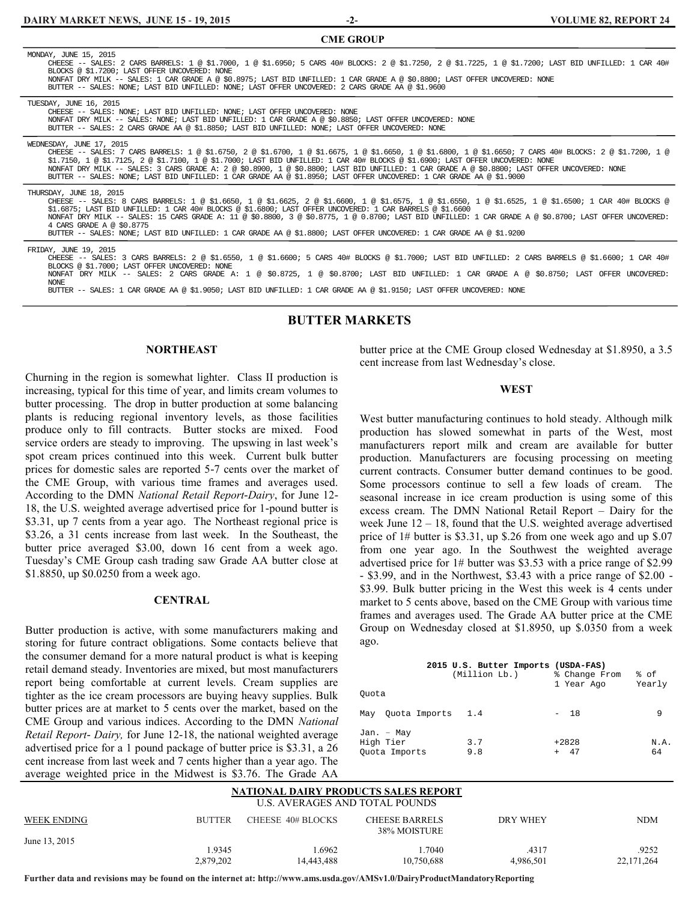## CME GROUP

MONDAY, JUNE 15, 2015
CHEESE -- SALES: 2 CARS BARRELS: 1 @ $1.7000, 1 @ $1.6950; 5 CARS 40# BLOCKS: 2 @ $1.7250, 2 @ $1.7225, 1 @ $1.7200; LAST BID UNFILLED: 1 CAR 40# BLOCKS @ $1.7200; LAST OFFER UNCOVERED: NONE
NONFAT DRY MILK -- SALES: 1 CAR GRADE A @ $0.8975; LAST BID UNFILLED: 1 CAR GRADE A @ $0.8800; LAST OFFER UNCOVERED: NONE
BUTTER -- SALES: NONE; LAST BID UNFILLED: NONE; LAST OFFER UNCOVERED: 2 CARS GRADE AA @ $1.9600

TUESDAY, JUNE 16, 2015
CHEESE -- SALES: NONE; LAST BID UNFILLED: NONE; LAST OFFER UNCOVERED: NONE
NONFAT DRY MILK -- SALES: NONE; LAST BID UNFILLED: 1 CAR GRADE A @ $0.8850; LAST OFFER UNCOVERED: NONE
BUTTER -- SALES: 2 CARS GRADE AA @ $1.8850; LAST BID UNFILLED: NONE; LAST OFFER UNCOVERED: NONE

WEDNESDAY, JUNE 17, 2015
CHEESE -- SALES: 7 CARS BARRELS: 1 @ $1.6750, 2 @ $1.6700, 1 @ $1.6675, 1 @ $1.6650, 1 @ $1.6800, 1 @ $1.6650; 7 CARS 40# BLOCKS: 2 @ $1.7200, 1 @ $1.7150, 1 @ $1.7125, 2 @ $1.7100, 1 @ $1.7000; LAST BID UNFILLED: 1 CAR 40# BLOCKS @ $1.6900; LAST OFFER UNCOVERED: NONE
NONFAT DRY MILK -- SALES: 3 CARS GRADE A: 2 @ $0.8900, 1 @ $0.8800; LAST BID UNFILLED: 1 CAR GRADE A @ $0.8800; LAST OFFER UNCOVERED: NONE
BUTTER -- SALES: NONE; LAST BID UNFILLED: 1 CAR GRADE AA @ $1.8950; LAST OFFER UNCOVERED: 1 CAR GRADE AA @ $1.9000

THURSDAY, JUNE 18, 2015
CHEESE -- SALES: 8 CARS BARRELS: 1 @ $1.6650, 1 @ $1.6625, 2 @ $1.6600, 1 @ $1.6575, 1 @ $1.6550, 1 @ $1.6525, 1 @ $1.6500; 1 CAR 40# BLOCKS @ $1.6875; LAST BID UNFILLED: 1 CAR 40# BLOCKS @ $1.6800; LAST OFFER UNCOVERED: 1 CAR BARRELS @ $1.6600
NONFAT DRY MILK -- SALES: 15 CARS GRADE A: 11 @ $0.8800, 3 @ $0.8775, 1 @ 0.8700; LAST BID UNFILLED: 1 CAR GRADE A @ $0.8700; LAST OFFER UNCOVERED: 4 CARS GRADE A @ $0.8775
BUTTER -- SALES: NONE; LAST BID UNFILLED: 1 CAR GRADE AA @ $1.8800; LAST OFFER UNCOVERED: 1 CAR GRADE AA @ $1.9200

FRIDAY, JUNE 19, 2015
CHEESE -- SALES: 3 CARS BARRELS: 2 @ $1.6550, 1 @ $1.6600; 5 CARS 40# BLOCKS @ $1.7000; LAST BID UNFILLED: 2 CARS BARRELS @ $1.6600; 1 CAR 40# BLOCKS @ $1.7000; LAST OFFER UNCOVERED: NONE
NONFAT DRY MILK -- SALES: 2 CARS GRADE A: 1 @ $0.8725, 1 @ $0.8700; LAST BID UNFILLED: 1 CAR GRADE A @ $0.8750; LAST OFFER UNCOVERED: NONE
BUTTER -- SALES: 1 CAR GRADE AA @ $1.9050; LAST BID UNFILLED: 1 CAR GRADE AA @ $1.9150; LAST OFFER UNCOVERED: NONE

## BUTTER MARKETS

### NORTHEAST

Churning in the region is somewhat lighter. Class II production is increasing, typical for this time of year, and limits cream volumes to butter processing. The drop in butter production at some balancing plants is reducing regional inventory levels, as those facilities produce only to fill contracts. Butter stocks are mixed. Food service orders are steady to improving. The upswing in last week's spot cream prices continued into this week. Current bulk butter prices for domestic sales are reported 5-7 cents over the market of the CME Group, with various time frames and averages used. According to the DMN *National Retail Report-Dairy*, for June 12-18, the U.S. weighted average advertised price for 1-pound butter is $3.31, up 7 cents from a year ago. The Northeast regional price is $3.26, a 31 cents increase from last week. In the Southeast, the butter price averaged $3.00, down 16 cent from a week ago. Tuesday's CME Group cash trading saw Grade AA butter close at $1.8850, up $0.0250 from a week ago.

### CENTRAL

Butter production is active, with some manufacturers making and storing for future contract obligations. Some contacts believe that the consumer demand for a more natural product is what is keeping retail demand steady. Inventories are mixed, but most manufacturers report being comfortable at current levels. Cream supplies are tighter as the ice cream processors are buying heavy supplies. Bulk butter prices are at market to 5 cents over the market, based on the CME Group and various indices. According to the DMN *National Retail Report- Dairy,* for June 12-18, the national weighted average advertised price for a 1 pound package of butter price is $3.31, a 26 cent increase from last week and 7 cents higher than a year ago. The average weighted price in the Midwest is $3.76. The Grade AA butter price at the CME Group closed Wednesday at $1.8950, a 3.5 cent increase from last Wednesday's close.

### WEST

West butter manufacturing continues to hold steady. Although milk production has slowed somewhat in parts of the West, most manufacturers report milk and cream are available for butter production. Manufacturers are focusing processing on meeting current contracts. Consumer butter demand continues to be good. Some processors continue to sell a few loads of cream. The seasonal increase in ice cream production is using some of this excess cream. The DMN National Retail Report – Dairy for the week June 12 – 18, found that the U.S. weighted average advertised price of 1# butter is $3.31, up $.26 from one week ago and up $.07 from one year ago. In the Southwest the weighted average advertised price for 1# butter was $3.53 with a price range of $2.99 - $3.99, and in the Northwest, $3.43 with a price range of $2.00 - $3.99. Bulk butter pricing in the West this week is 4 cents under market to 5 cents above, based on the CME Group with various time frames and averages used. The Grade AA butter price at the CME Group on Wednesday closed at $1.8950, up $.0350 from a week ago.

**2015 U.S. Butter Imports (USDA-FAS)**

| | (Million Lb.) | % Change From 1 Year Ago | % of Yearly Quota |
|---|---|---|---|
| May Quota Imports | 1.4 | - 18 | 9 |
| Jan. – May | | | |
| High Tier | 3.7 | +2828 | N.A. |
| Quota Imports | 9.8 | + 47 | 64 |

## NATIONAL DAIRY PRODUCTS SALES REPORT

U.S. AVERAGES AND TOTAL POUNDS

| WEEK ENDING | BUTTER | CHEESE 40# BLOCKS | CHEESE BARRELS 38% MOISTURE | DRY WHEY | NDM |
|---|---|---|---|---|---|
| June 13, 2015 | 1.9345 | 1.6962 | 1.7040 | .4317 | .9252 |
| | 2,879,202 | 14,443,488 | 10,750,688 | 4,986,501 | 22,171,264 |

**Further data and revisions may be found on the internet at: http://www.ams.usda.gov/AMSv1.0/DairyProductMandatoryReporting**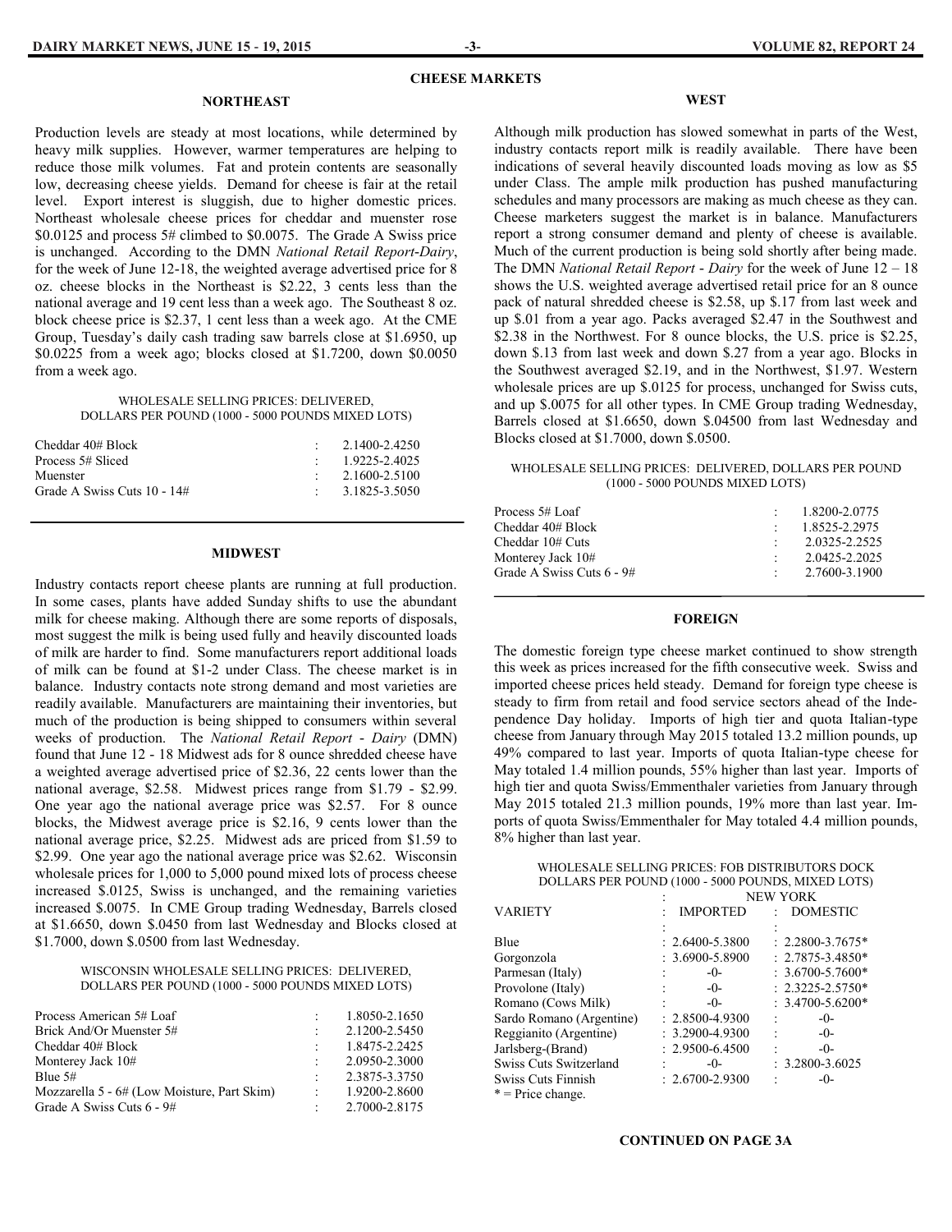# CHEESE MARKETS

## NORTHEAST

Production levels are steady at most locations, while determined by heavy milk supplies. However, warmer temperatures are helping to reduce those milk volumes. Fat and protein contents are seasonally low, decreasing cheese yields. Demand for cheese is fair at the retail level. Export interest is sluggish, due to higher domestic prices. Northeast wholesale cheese prices for cheddar and muenster rose $0.0125 and process 5# climbed to $0.0075. The Grade A Swiss price is unchanged. According to the DMN *National Retail Report-Dairy*, for the week of June 12-18, the weighted average advertised price for 8 oz. cheese blocks in the Northeast is $2.22, 3 cents less than the national average and 19 cent less than a week ago. The Southeast 8 oz. block cheese price is $2.37, 1 cent less than a week ago. At the CME Group, Tuesday's daily cash trading saw barrels close at $1.6950, up $0.0225 from a week ago; blocks closed at $1.7200, down $0.0050 from a week ago.

WHOLESALE SELLING PRICES: DELIVERED, DOLLARS PER POUND (1000 - 5000 POUNDS MIXED LOTS)

| Variety | | Price |
|---|---|---|
| Cheddar 40# Block | : | 2.1400-2.4250 |
| Process 5# Sliced | : | 1.9225-2.4025 |
| Muenster | : | 2.1600-2.5100 |
| Grade A Swiss Cuts 10 - 14# | : | 3.1825-3.5050 |

## MIDWEST

Industry contacts report cheese plants are running at full production. In some cases, plants have added Sunday shifts to use the abundant milk for cheese making. Although there are some reports of disposals, most suggest the milk is being used fully and heavily discounted loads of milk are harder to find. Some manufacturers report additional loads of milk can be found at $1-2 under Class. The cheese market is in balance. Industry contacts note strong demand and most varieties are readily available. Manufacturers are maintaining their inventories, but much of the production is being shipped to consumers within several weeks of production. The *National Retail Report - Dairy* (DMN) found that June 12 - 18 Midwest ads for 8 ounce shredded cheese have a weighted average advertised price of $2.36, 22 cents lower than the national average, $2.58. Midwest prices range from $1.79 - $2.99. One year ago the national average price was $2.57. For 8 ounce blocks, the Midwest average price is $2.16, 9 cents lower than the national average price, $2.25. Midwest ads are priced from $1.59 to $2.99. One year ago the national average price was $2.62. Wisconsin wholesale prices for 1,000 to 5,000 pound mixed lots of process cheese increased $.0125, Swiss is unchanged, and the remaining varieties increased $.0075. In CME Group trading Wednesday, Barrels closed at $1.6650, down $.0450 from last Wednesday and Blocks closed at $1.7000, down $.0500 from last Wednesday.

WISCONSIN WHOLESALE SELLING PRICES: DELIVERED, DOLLARS PER POUND (1000 - 5000 POUNDS MIXED LOTS)

| Variety | | Price |
|---|---|---|
| Process American 5# Loaf | : | 1.8050-2.1650 |
| Brick And/Or Muenster 5# | : | 2.1200-2.5450 |
| Cheddar 40# Block | : | 1.8475-2.2425 |
| Monterey Jack 10# | : | 2.0950-2.3000 |
| Blue 5# | : | 2.3875-3.3750 |
| Mozzarella 5 - 6# (Low Moisture, Part Skim) | : | 1.9200-2.8600 |
| Grade A Swiss Cuts 6 - 9# | : | 2.7000-2.8175 |

## WEST

Although milk production has slowed somewhat in parts of the West, industry contacts report milk is readily available. There have been indications of several heavily discounted loads moving as low as $5 under Class. The ample milk production has pushed manufacturing schedules and many processors are making as much cheese as they can. Cheese marketers suggest the market is in balance. Manufacturers report a strong consumer demand and plenty of cheese is available. Much of the current production is being sold shortly after being made. The DMN *National Retail Report - Dairy* for the week of June 12 – 18 shows the U.S. weighted average advertised retail price for an 8 ounce pack of natural shredded cheese is $2.58, up $.17 from last week and up $.01 from a year ago. Packs averaged $2.47 in the Southwest and $2.38 in the Northwest. For 8 ounce blocks, the U.S. price is $2.25, down $.13 from last week and down $.27 from a year ago. Blocks in the Southwest averaged $2.19, and in the Northwest, $1.97. Western wholesale prices are up $.0125 for process, unchanged for Swiss cuts, and up $.0075 for all other types. In CME Group trading Wednesday, Barrels closed at $1.6650, down $.04500 from last Wednesday and Blocks closed at $1.7000, down $.0500.

WHOLESALE SELLING PRICES: DELIVERED, DOLLARS PER POUND (1000 - 5000 POUNDS MIXED LOTS)

| Variety | | Price |
|---|---|---|
| Process 5# Loaf | : | 1.8200-2.0775 |
| Cheddar 40# Block | : | 1.8525-2.2975 |
| Cheddar 10# Cuts | : | 2.0325-2.2525 |
| Monterey Jack 10# | : | 2.0425-2.2025 |
| Grade A Swiss Cuts 6 - 9# | : | 2.7600-3.1900 |

## FOREIGN

The domestic foreign type cheese market continued to show strength this week as prices increased for the fifth consecutive week. Swiss and imported cheese prices held steady. Demand for foreign type cheese is steady to firm from retail and food service sectors ahead of the Independence Day holiday. Imports of high tier and quota Italian-type cheese from January through May 2015 totaled 13.2 million pounds, up 49% compared to last year. Imports of quota Italian-type cheese for May totaled 1.4 million pounds, 55% higher than last year. Imports of high tier and quota Swiss/Emmenthaler varieties from January through May 2015 totaled 21.3 million pounds, 19% more than last year. Imports of quota Swiss/Emmenthaler for May totaled 4.4 million pounds, 8% higher than last year.

WHOLESALE SELLING PRICES: FOB DISTRIBUTORS DOCK DOLLARS PER POUND (1000 - 5000 POUNDS, MIXED LOTS)

| VARIETY | NEW YORK IMPORTED | NEW YORK DOMESTIC |
|---|---|---|
| Blue | 2.6400-5.3800 | 2.2800-3.7675* |
| Gorgonzola | 3.6900-5.8900 | 2.7875-3.4850* |
| Parmesan (Italy) | -0- | 3.6700-5.7600* |
| Provolone (Italy) | -0- | 2.3225-2.5750* |
| Romano (Cows Milk) | -0- | 3.4700-5.6200* |
| Sardo Romano (Argentine) | 2.8500-4.9300 | -0- |
| Reggianito (Argentine) | 3.2900-4.9300 | -0- |
| Jarlsberg-(Brand) | 2.9500-6.4500 | -0- |
| Swiss Cuts Switzerland | -0- | 3.2800-3.6025 |
| Swiss Cuts Finnish | 2.6700-2.9300 | -0- |

\* = Price change.

**CONTINUED ON PAGE 3A**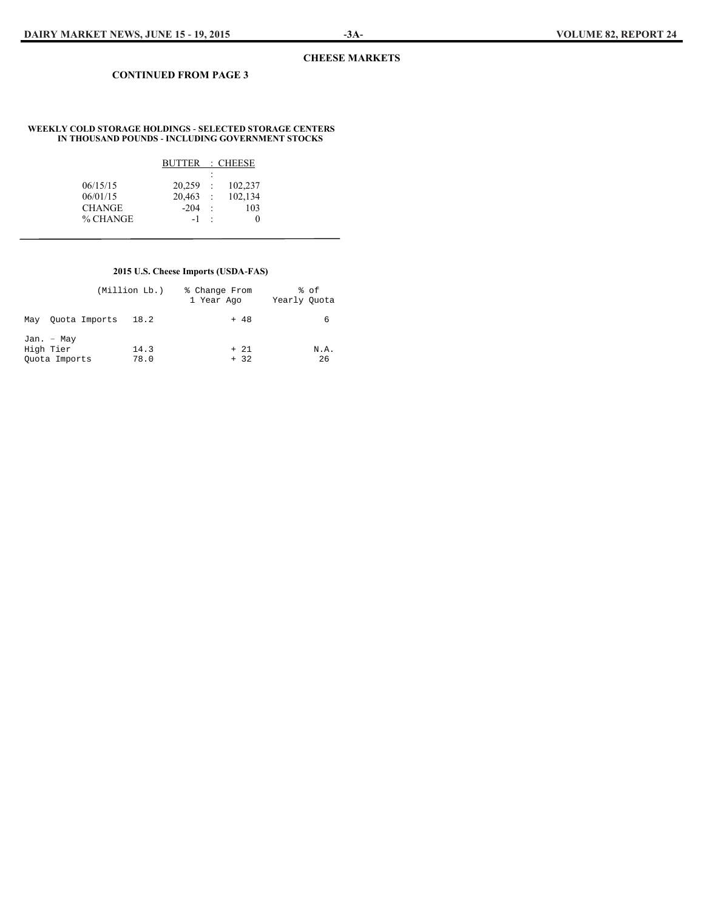## CHEESE MARKETS

### CONTINUED FROM PAGE 3

**WEEKLY COLD STORAGE HOLDINGS - SELECTED STORAGE CENTERS IN THOUSAND POUNDS - INCLUDING GOVERNMENT STOCKS**

| | BUTTER | CHEESE |
|---|---|---|
| 06/15/15 | 20,259 | 102,237 |
| 06/01/15 | 20,463 | 102,134 |
| CHANGE | -204 | 103 |
| % CHANGE | -1 | 0 |

**2015 U.S. Cheese Imports (USDA-FAS)**

| | (Million Lb.) | % Change From 1 Year Ago | % of Yearly Quota |
|---|---|---|---|
| May Quota Imports | 18.2 | + 48 | 6 |
| Jan. – May | | | |
| High Tier | 14.3 | + 21 | N.A. |
| Quota Imports | 78.0 | + 32 | 26 |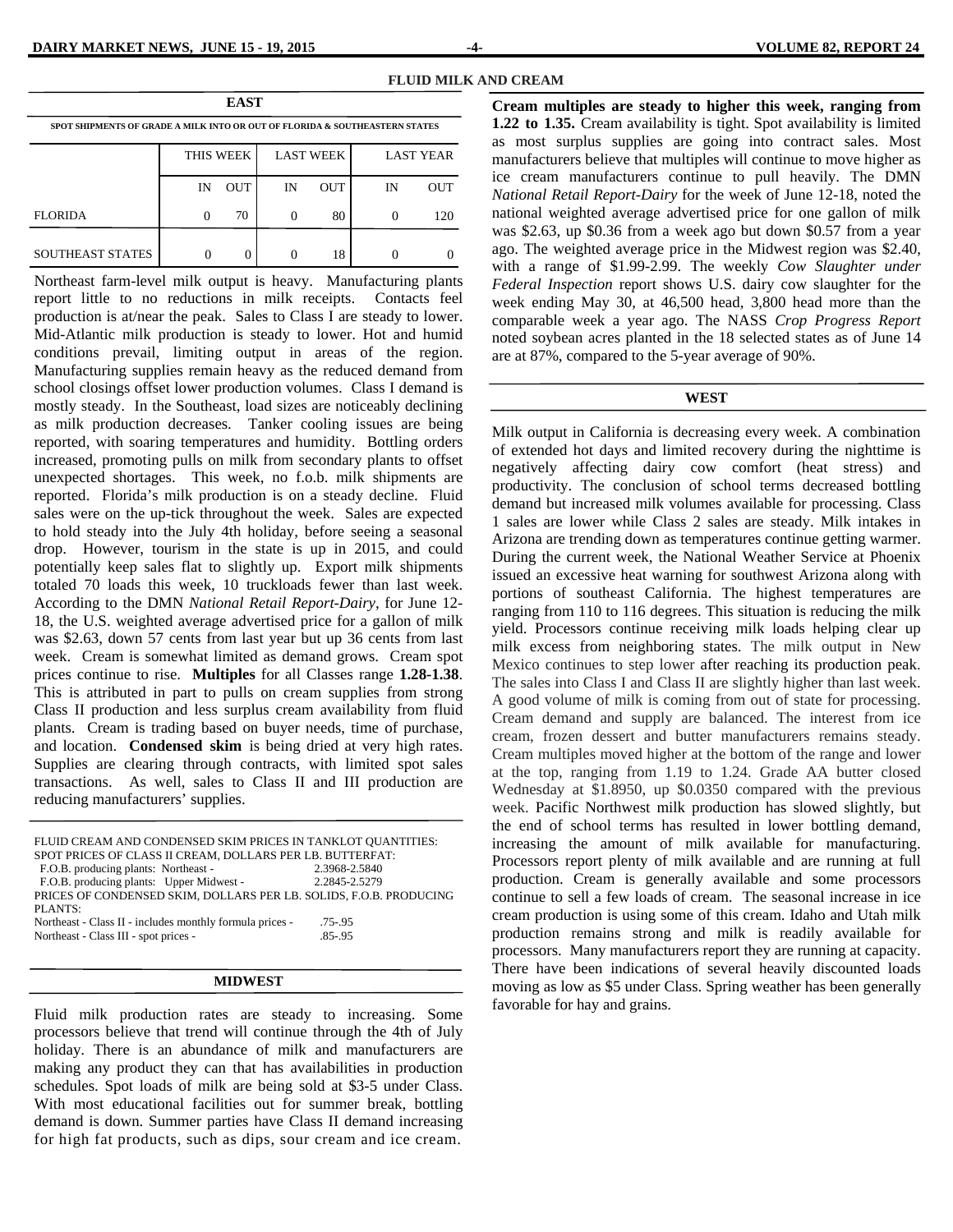## FLUID MILK AND CREAM

### EAST

SPOT SHIPMENTS OF GRADE A MILK INTO OR OUT OF FLORIDA & SOUTHEASTERN STATES

| | THIS WEEK | | LAST WEEK | | LAST YEAR | |
|---|---|---|---|---|---|---|
| | IN | OUT | IN | OUT | IN | OUT |
| FLORIDA | 0 | 70 | 0 | 80 | 0 | 120 |
| SOUTHEAST STATES | 0 | 0 | 0 | 18 | 0 | 0 |

Northeast farm-level milk output is heavy. Manufacturing plants report little to no reductions in milk receipts. Contacts feel production is at/near the peak. Sales to Class I are steady to lower. Mid-Atlantic milk production is steady to lower. Hot and humid conditions prevail, limiting output in areas of the region. Manufacturing supplies remain heavy as the reduced demand from school closings offset lower production volumes. Class I demand is mostly steady. In the Southeast, load sizes are noticeably declining as milk production decreases. Tanker cooling issues are being reported, with soaring temperatures and humidity. Bottling orders increased, promoting pulls on milk from secondary plants to offset unexpected shortages. This week, no f.o.b. milk shipments are reported. Florida's milk production is on a steady decline. Fluid sales were on the up-tick throughout the week. Sales are expected to hold steady into the July 4th holiday, before seeing a seasonal drop. However, tourism in the state is up in 2015, and could potentially keep sales flat to slightly up. Export milk shipments totaled 70 loads this week, 10 truckloads fewer than last week. According to the DMN *National Retail Report-Dairy*, for June 12-18, the U.S. weighted average advertised price for a gallon of milk was $2.63, down 57 cents from last year but up 36 cents from last week. Cream is somewhat limited as demand grows. Cream spot prices continue to rise. **Multiples** for all Classes range **1.28-1.38**. This is attributed in part to pulls on cream supplies from strong Class II production and less surplus cream availability from fluid plants. Cream is trading based on buyer needs, time of purchase, and location. **Condensed skim** is being dried at very high rates. Supplies are clearing through contracts, with limited spot sales transactions. As well, sales to Class II and III production are reducing manufacturers' supplies.

FLUID CREAM AND CONDENSED SKIM PRICES IN TANKLOT QUANTITIES:
SPOT PRICES OF CLASS II CREAM, DOLLARS PER LB. BUTTERFAT:

| | |
|---|---|
| F.O.B. producing plants: Northeast - | 2.3968-2.5840 |
| F.O.B. producing plants: Upper Midwest - | 2.2845-2.5279 |

PRICES OF CONDENSED SKIM, DOLLARS PER LB. SOLIDS, F.O.B. PRODUCING PLANTS:

| | |
|---|---|
| Northeast - Class II - includes monthly formula prices - | .75-.95 |
| Northeast - Class III - spot prices - | .85-.95 |

### MIDWEST

Fluid milk production rates are steady to increasing. Some processors believe that trend will continue through the 4th of July holiday. There is an abundance of milk and manufacturers are making any product they can that has availabilities in production schedules. Spot loads of milk are being sold at $3-5 under Class. With most educational facilities out for summer break, bottling demand is down. Summer parties have Class II demand increasing for high fat products, such as dips, sour cream and ice cream. **Cream multiples are steady to higher this week, ranging from 1.22 to 1.35.** Cream availability is tight. Spot availability is limited as most surplus supplies are going into contract sales. Most manufacturers believe that multiples will continue to move higher as ice cream manufacturers continue to pull heavily. The DMN *National Retail Report-Dairy* for the week of June 12-18, noted the national weighted average advertised price for one gallon of milk was $2.63, up $0.36 from a week ago but down $0.57 from a year ago. The weighted average price in the Midwest region was $2.40, with a range of $1.99-2.99. The weekly *Cow Slaughter under Federal Inspection* report shows U.S. dairy cow slaughter for the week ending May 30, at 46,500 head, 3,800 head more than the comparable week a year ago. The NASS *Crop Progress Report* noted soybean acres planted in the 18 selected states as of June 14 are at 87%, compared to the 5-year average of 90%.

### WEST

Milk output in California is decreasing every week. A combination of extended hot days and limited recovery during the nighttime is negatively affecting dairy cow comfort (heat stress) and productivity. The conclusion of school terms decreased bottling demand but increased milk volumes available for processing. Class 1 sales are lower while Class 2 sales are steady. Milk intakes in Arizona are trending down as temperatures continue getting warmer. During the current week, the National Weather Service at Phoenix issued an excessive heat warning for southwest Arizona along with portions of southeast California. The highest temperatures are ranging from 110 to 116 degrees. This situation is reducing the milk yield. Processors continue receiving milk loads helping clear up milk excess from neighboring states. The milk output in New Mexico continues to step lower after reaching its production peak. The sales into Class I and Class II are slightly higher than last week. A good volume of milk is coming from out of state for processing. Cream demand and supply are balanced. The interest from ice cream, frozen dessert and butter manufacturers remains steady. Cream multiples moved higher at the bottom of the range and lower at the top, ranging from 1.19 to 1.24. Grade AA butter closed Wednesday at $1.8950, up $0.0350 compared with the previous week. Pacific Northwest milk production has slowed slightly, but the end of school terms has resulted in lower bottling demand, increasing the amount of milk available for manufacturing. Processors report plenty of milk available and are running at full production. Cream is generally available and some processors continue to sell a few loads of cream. The seasonal increase in ice cream production is using some of this cream. Idaho and Utah milk production remains strong and milk is readily available for processors. Many manufacturers report they are running at capacity. There have been indications of several heavily discounted loads moving as low as $5 under Class. Spring weather has been generally favorable for hay and grains.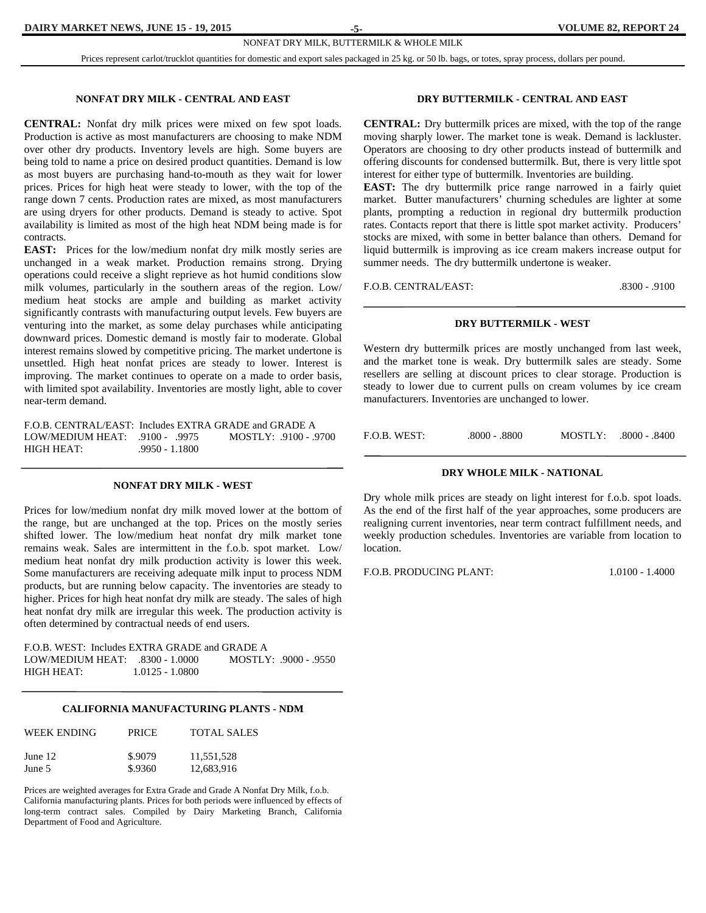NONFAT DRY MILK, BUTTERMILK & WHOLE MILK

Prices represent carlot/trucklot quantities for domestic and export sales packaged in 25 kg. or 50 lb. bags, or totes, spray process, dollars per pound.

### NONFAT DRY MILK - CENTRAL AND EAST

**CENTRAL:** Nonfat dry milk prices were mixed on few spot loads. Production is active as most manufacturers are choosing to make NDM over other dry products. Inventory levels are high. Some buyers are being told to name a price on desired product quantities. Demand is low as most buyers are purchasing hand-to-mouth as they wait for lower prices. Prices for high heat were steady to lower, with the top of the range down 7 cents. Production rates are mixed, as most manufacturers are using dryers for other products. Demand is steady to active. Spot availability is limited as most of the high heat NDM being made is for contracts.

**EAST:** Prices for the low/medium nonfat dry milk mostly series are unchanged in a weak market. Production remains strong. Drying operations could receive a slight reprieve as hot humid conditions slow milk volumes, particularly in the southern areas of the region. Low/medium heat stocks are ample and building as market activity significantly contrasts with manufacturing output levels. Few buyers are venturing into the market, as some delay purchases while anticipating downward prices. Domestic demand is mostly fair to moderate. Global interest remains slowed by competitive pricing. The market undertone is unsettled. High heat nonfat prices are steady to lower. Interest is improving. The market continues to operate on a made to order basis, with limited spot availability. Inventories are mostly light, able to cover near-term demand.

F.O.B. CENTRAL/EAST: Includes EXTRA GRADE and GRADE A

| | | |
|---|---|---|
| LOW/MEDIUM HEAT: | .9100 - .9975 | MOSTLY: .9100 - .9700 |
| HIGH HEAT: | .9950 - 1.1800 | |

### NONFAT DRY MILK - WEST

Prices for low/medium nonfat dry milk moved lower at the bottom of the range, but are unchanged at the top. Prices on the mostly series shifted lower. The low/medium heat nonfat dry milk market tone remains weak. Sales are intermittent in the f.o.b. spot market. Low/medium heat nonfat dry milk production activity is lower this week. Some manufacturers are receiving adequate milk input to process NDM products, but are running below capacity. The inventories are steady to higher. Prices for high heat nonfat dry milk are steady. The sales of high heat nonfat dry milk are irregular this week. The production activity is often determined by contractual needs of end users.

F.O.B. WEST: Includes EXTRA GRADE and GRADE A

| | | |
|---|---|---|
| LOW/MEDIUM HEAT: | .8300 - 1.0000 | MOSTLY: .9000 - .9550 |
| HIGH HEAT: | 1.0125 - 1.0800 | |

### CALIFORNIA MANUFACTURING PLANTS - NDM

| WEEK ENDING | PRICE | TOTAL SALES |
|---|---|---|
| June 12 | $.9079 | 11,551,528 |
| June 5 | $.9360 | 12,683,916 |

Prices are weighted averages for Extra Grade and Grade A Nonfat Dry Milk, f.o.b. California manufacturing plants. Prices for both periods were influenced by effects of long-term contract sales. Compiled by Dairy Marketing Branch, California Department of Food and Agriculture.

### DRY BUTTERMILK - CENTRAL AND EAST

**CENTRAL:** Dry buttermilk prices are mixed, with the top of the range moving sharply lower. The market tone is weak. Demand is lackluster. Operators are choosing to dry other products instead of buttermilk and offering discounts for condensed buttermilk. But, there is very little spot interest for either type of buttermilk. Inventories are building.

**EAST:** The dry buttermilk price range narrowed in a fairly quiet market. Butter manufacturers' churning schedules are lighter at some plants, prompting a reduction in regional dry buttermilk production rates. Contacts report that there is little spot market activity. Producers' stocks are mixed, with some in better balance than others. Demand for liquid buttermilk is improving as ice cream makers increase output for summer needs. The dry buttermilk undertone is weaker.

F.O.B. CENTRAL/EAST: .8300 - .9100

### DRY BUTTERMILK - WEST

Western dry buttermilk prices are mostly unchanged from last week, and the market tone is weak. Dry buttermilk sales are steady. Some resellers are selling at discount prices to clear storage. Production is steady to lower due to current pulls on cream volumes by ice cream manufacturers. Inventories are unchanged to lower.

F.O.B. WEST: .8000 - .8800 MOSTLY: .8000 - .8400

### DRY WHOLE MILK - NATIONAL

Dry whole milk prices are steady on light interest for f.o.b. spot loads. As the end of the first half of the year approaches, some producers are realigning current inventories, near term contract fulfillment needs, and weekly production schedules. Inventories are variable from location to location.

F.O.B. PRODUCING PLANT: 1.0100 - 1.4000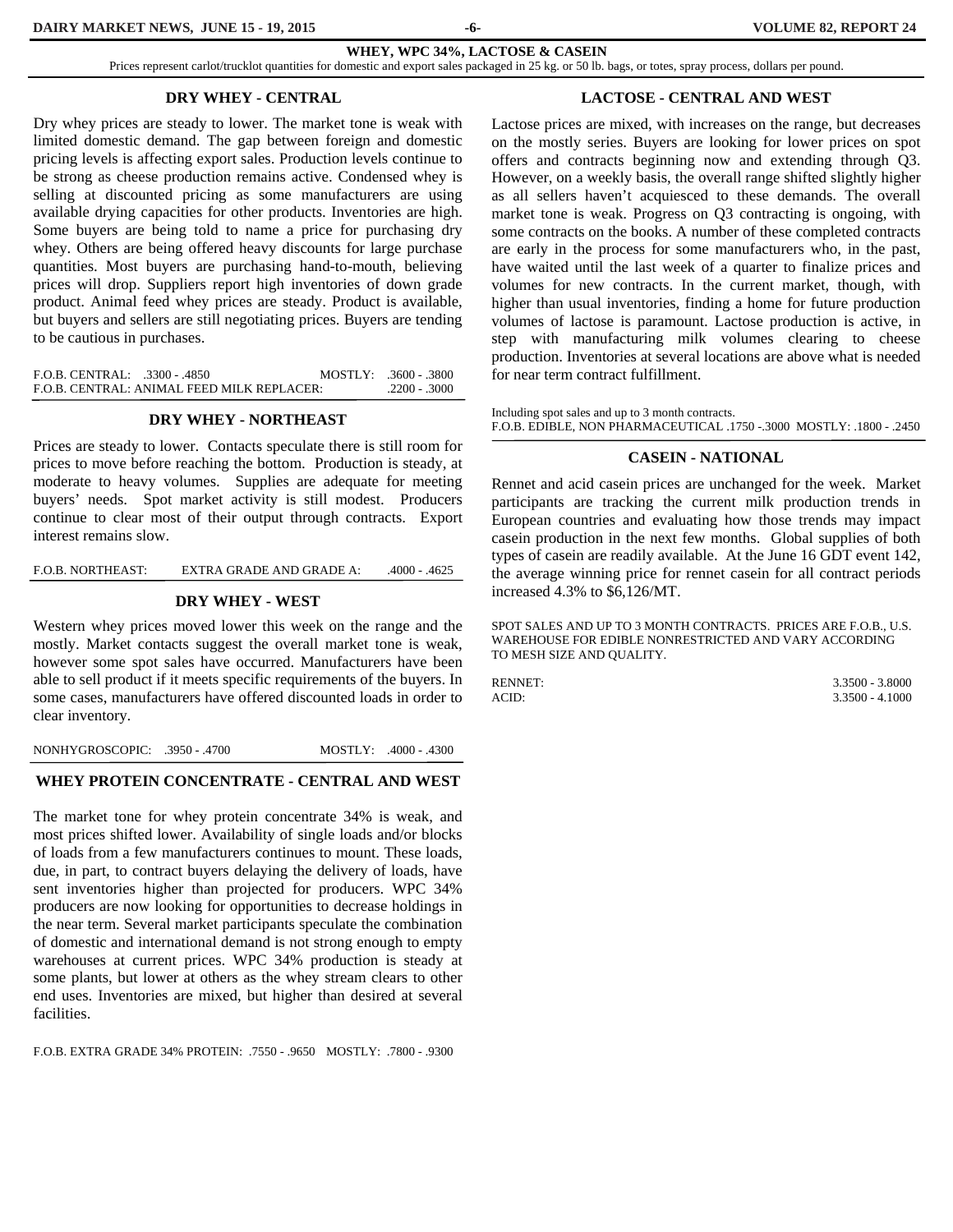## WHEY, WPC 34%, LACTOSE & CASEIN

Prices represent carlot/trucklot quantities for domestic and export sales packaged in 25 kg. or 50 lb. bags, or totes, spray process, dollars per pound.

### DRY WHEY - CENTRAL

Dry whey prices are steady to lower. The market tone is weak with limited domestic demand. The gap between foreign and domestic pricing levels is affecting export sales. Production levels continue to be strong as cheese production remains active. Condensed whey is selling at discounted pricing as some manufacturers are using available drying capacities for other products. Inventories are high. Some buyers are being told to name a price for purchasing dry whey. Others are being offered heavy discounts for large purchase quantities. Most buyers are purchasing hand-to-mouth, believing prices will drop. Suppliers report high inventories of down grade product. Animal feed whey prices are steady. Product is available, but buyers and sellers are still negotiating prices. Buyers are tending to be cautious in purchases.

F.O.B. CENTRAL: .3300 - .4850 MOSTLY: .3600 - .3800
F.O.B. CENTRAL: ANIMAL FEED MILK REPLACER: .2200 - .3000

### DRY WHEY - NORTHEAST

Prices are steady to lower. Contacts speculate there is still room for prices to move before reaching the bottom. Production is steady, at moderate to heavy volumes. Supplies are adequate for meeting buyers' needs. Spot market activity is still modest. Producers continue to clear most of their output through contracts. Export interest remains slow.

F.O.B. NORTHEAST: EXTRA GRADE AND GRADE A: .4000 - .4625

### DRY WHEY - WEST

Western whey prices moved lower this week on the range and the mostly. Market contacts suggest the overall market tone is weak, however some spot sales have occurred. Manufacturers have been able to sell product if it meets specific requirements of the buyers. In some cases, manufacturers have offered discounted loads in order to clear inventory.

NONHYGROSCOPIC: .3950 - .4700 MOSTLY: .4000 - .4300

### WHEY PROTEIN CONCENTRATE - CENTRAL AND WEST

The market tone for whey protein concentrate 34% is weak, and most prices shifted lower. Availability of single loads and/or blocks of loads from a few manufacturers continues to mount. These loads, due, in part, to contract buyers delaying the delivery of loads, have sent inventories higher than projected for producers. WPC 34% producers are now looking for opportunities to decrease holdings in the near term. Several market participants speculate the combination of domestic and international demand is not strong enough to empty warehouses at current prices. WPC 34% production is steady at some plants, but lower at others as the whey stream clears to other end uses. Inventories are mixed, but higher than desired at several facilities.

F.O.B. EXTRA GRADE 34% PROTEIN: .7550 - .9650 MOSTLY: .7800 - .9300

### LACTOSE - CENTRAL AND WEST

Lactose prices are mixed, with increases on the range, but decreases on the mostly series. Buyers are looking for lower prices on spot offers and contracts beginning now and extending through Q3. However, on a weekly basis, the overall range shifted slightly higher as all sellers haven't acquiesced to these demands. The overall market tone is weak. Progress on Q3 contracting is ongoing, with some contracts on the books. A number of these completed contracts are early in the process for some manufacturers who, in the past, have waited until the last week of a quarter to finalize prices and volumes for new contracts. In the current market, though, with higher than usual inventories, finding a home for future production volumes of lactose is paramount. Lactose production is active, in step with manufacturing milk volumes clearing to cheese production. Inventories at several locations are above what is needed for near term contract fulfillment.

Including spot sales and up to 3 month contracts.
F.O.B. EDIBLE, NON PHARMACEUTICAL .1750 -.3000 MOSTLY: .1800 - .2450

### CASEIN - NATIONAL

Rennet and acid casein prices are unchanged for the week. Market participants are tracking the current milk production trends in European countries and evaluating how those trends may impact casein production in the next few months. Global supplies of both types of casein are readily available. At the June 16 GDT event 142, the average winning price for rennet casein for all contract periods increased 4.3% to $6,126/MT.

SPOT SALES AND UP TO 3 MONTH CONTRACTS. PRICES ARE F.O.B., U.S. WAREHOUSE FOR EDIBLE NONRESTRICTED AND VARY ACCORDING TO MESH SIZE AND QUALITY.

RENNET: 3.3500 - 3.8000
ACID: 3.3500 - 4.1000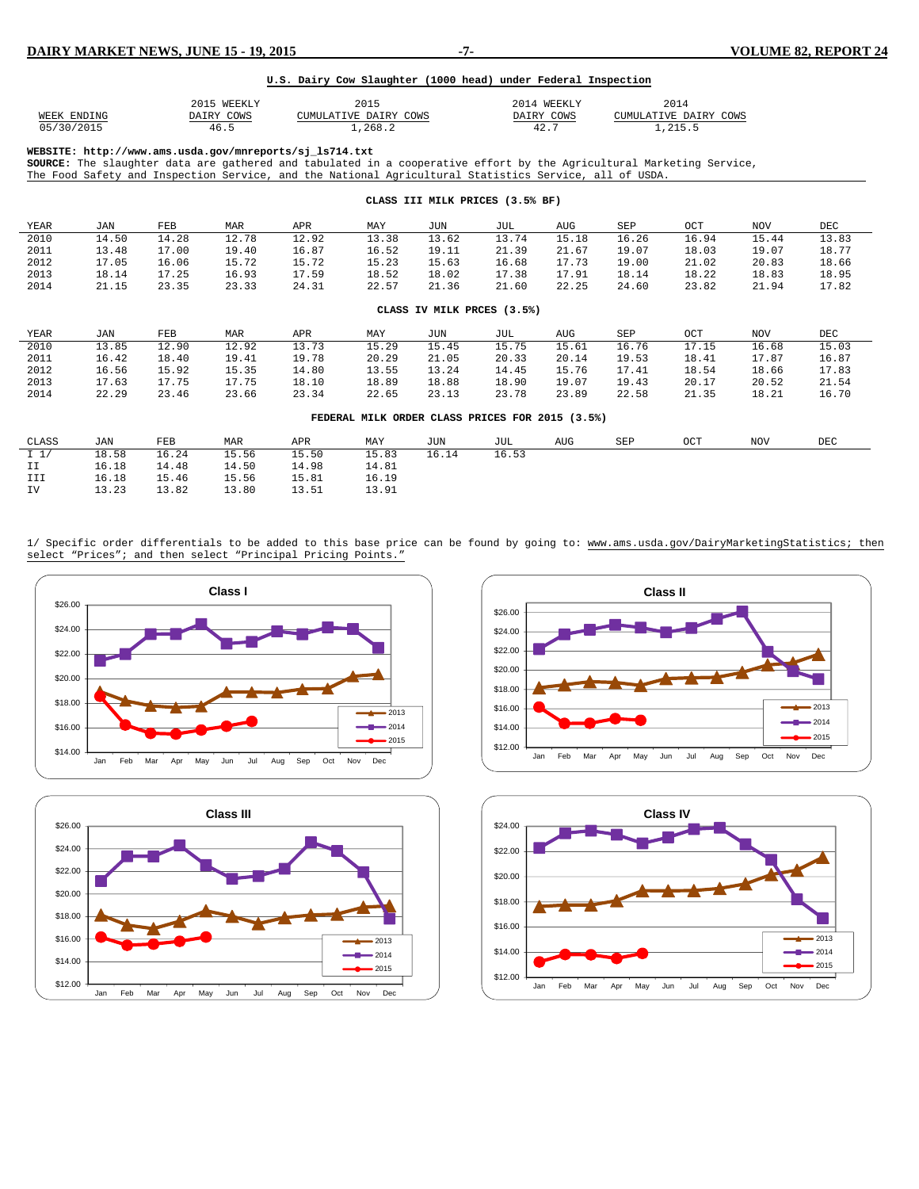## U.S. Dairy Cow Slaughter (1000 head) under Federal Inspection

| WEEK ENDING | 2015 WEEKLY DAIRY COWS | 2015 CUMULATIVE DAIRY COWS | 2014 WEEKLY DAIRY COWS | 2014 CUMULATIVE DAIRY COWS |
|---|---|---|---|---|
| 05/30/2015 | 46.5 | 1,268.2 | 42.7 | 1,215.5 |

**WEBSITE:** **http://www.ams.usda.gov/mnreports/sj_ls714.txt**
**SOURCE:** The slaughter data are gathered and tabulated in a cooperative effort by the Agricultural Marketing Service, The Food Safety and Inspection Service, and the National Agricultural Statistics Service, all of USDA.

## CLASS III MILK PRICES (3.5% BF)

| YEAR | JAN | FEB | MAR | APR | MAY | JUN | JUL | AUG | SEP | OCT | NOV | DEC |
|---|---|---|---|---|---|---|---|---|---|---|---|---|
| 2010 | 14.50 | 14.28 | 12.78 | 12.92 | 13.38 | 13.62 | 13.74 | 15.18 | 16.26 | 16.94 | 15.44 | 13.83 |
| 2011 | 13.48 | 17.00 | 19.40 | 16.87 | 16.52 | 19.11 | 21.39 | 21.67 | 19.07 | 18.03 | 19.07 | 18.77 |
| 2012 | 17.05 | 16.06 | 15.72 | 15.72 | 15.23 | 15.63 | 16.68 | 17.73 | 19.00 | 21.02 | 20.83 | 18.66 |
| 2013 | 18.14 | 17.25 | 16.93 | 17.59 | 18.52 | 18.02 | 17.38 | 17.91 | 18.14 | 18.22 | 18.83 | 18.95 |
| 2014 | 21.15 | 23.35 | 23.33 | 24.31 | 22.57 | 21.36 | 21.60 | 22.25 | 24.60 | 23.82 | 21.94 | 17.82 |

## CLASS IV MILK PRCES (3.5%)

| YEAR | JAN | FEB | MAR | APR | MAY | JUN | JUL | AUG | SEP | OCT | NOV | DEC |
|---|---|---|---|---|---|---|---|---|---|---|---|---|
| 2010 | 13.85 | 12.90 | 12.92 | 13.73 | 15.29 | 15.45 | 15.75 | 15.61 | 16.76 | 17.15 | 16.68 | 15.03 |
| 2011 | 16.42 | 18.40 | 19.41 | 19.78 | 20.29 | 21.05 | 20.33 | 20.14 | 19.53 | 18.41 | 17.87 | 16.87 |
| 2012 | 16.56 | 15.92 | 15.35 | 14.80 | 13.55 | 13.24 | 14.45 | 15.76 | 17.41 | 18.54 | 18.66 | 17.83 |
| 2013 | 17.63 | 17.75 | 17.75 | 18.10 | 18.89 | 18.88 | 18.90 | 19.07 | 19.43 | 20.17 | 20.52 | 21.54 |
| 2014 | 22.29 | 23.46 | 23.66 | 23.34 | 22.65 | 23.13 | 23.78 | 23.89 | 22.58 | 21.35 | 18.21 | 16.70 |

## FEDERAL MILK ORDER CLASS PRICES FOR 2015 (3.5%)

| CLASS | JAN | FEB | MAR | APR | MAY | JUN | JUL | AUG | SEP | OCT | NOV | DEC |
|---|---|---|---|---|---|---|---|---|---|---|---|---|
| I 1/ | 18.58 | 16.24 | 15.56 | 15.50 | 15.83 | 16.14 | 16.53 | | | | | |
| II | 16.18 | 14.48 | 14.50 | 14.98 | 14.81 | | | | | | | |
| III | 16.18 | 15.46 | 15.56 | 15.81 | 16.19 | | | | | | | |
| IV | 13.23 | 13.82 | 13.80 | 13.51 | 13.91 | | | | | | | |

1/ Specific order differentials to be added to this base price can be found by going to: www.ams.usda.gov/DairyMarketingStatistics; then select "Prices"; and then select "Principal Pricing Points."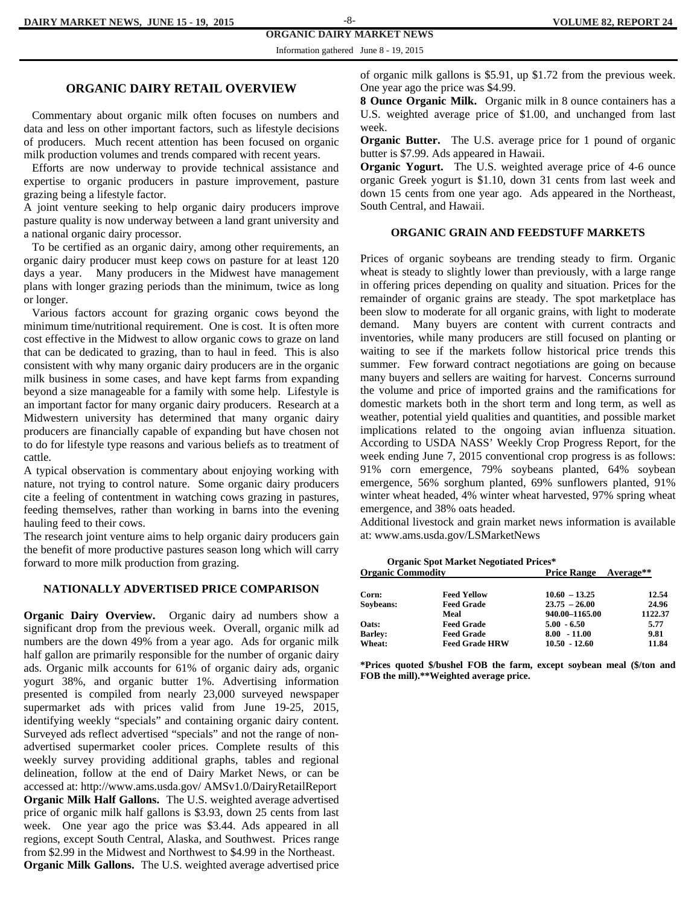## ORGANIC DAIRY MARKET NEWS

Information gathered June 8 - 19, 2015

### ORGANIC DAIRY RETAIL OVERVIEW

Commentary about organic milk often focuses on numbers and data and less on other important factors, such as lifestyle decisions of producers. Much recent attention has been focused on organic milk production volumes and trends compared with recent years.

Efforts are now underway to provide technical assistance and expertise to organic producers in pasture improvement, pasture grazing being a lifestyle factor.

A joint venture seeking to help organic dairy producers improve pasture quality is now underway between a land grant university and a national organic dairy processor.

To be certified as an organic dairy, among other requirements, an organic dairy producer must keep cows on pasture for at least 120 days a year. Many producers in the Midwest have management plans with longer grazing periods than the minimum, twice as long or longer.

Various factors account for grazing organic cows beyond the minimum time/nutritional requirement. One is cost. It is often more cost effective in the Midwest to allow organic cows to graze on land that can be dedicated to grazing, than to haul in feed. This is also consistent with why many organic dairy producers are in the organic milk business in some cases, and have kept farms from expanding beyond a size manageable for a family with some help. Lifestyle is an important factor for many organic dairy producers. Research at a Midwestern university has determined that many organic dairy producers are financially capable of expanding but have chosen not to do for lifestyle type reasons and various beliefs as to treatment of cattle.

A typical observation is commentary about enjoying working with nature, not trying to control nature. Some organic dairy producers cite a feeling of contentment in watching cows grazing in pastures, feeding themselves, rather than working in barns into the evening hauling feed to their cows.

The research joint venture aims to help organic dairy producers gain the benefit of more productive pastures season long which will carry forward to more milk production from grazing.

### NATIONALLY ADVERTISED PRICE COMPARISON

**Organic Dairy Overview.** Organic dairy ad numbers show a significant drop from the previous week. Overall, organic milk ad numbers are the down 49% from a year ago. Ads for organic milk half gallon are primarily responsible for the number of organic dairy ads. Organic milk accounts for 61% of organic dairy ads, organic yogurt 38%, and organic butter 1%. Advertising information presented is compiled from nearly 23,000 surveyed newspaper supermarket ads with prices valid from June 19-25, 2015, identifying weekly "specials" and containing organic dairy content. Surveyed ads reflect advertised "specials" and not the range of non-advertised supermarket cooler prices. Complete results of this weekly survey providing additional graphs, tables and regional delineation, follow at the end of Dairy Market News, or can be accessed at: http://www.ams.usda.gov/ AMSv1.0/DairyRetailReport

**Organic Milk Half Gallons.** The U.S. weighted average advertised price of organic milk half gallons is $3.93, down 25 cents from last week. One year ago the price was $3.44. Ads appeared in all regions, except South Central, Alaska, and Southwest. Prices range from $2.99 in the Midwest and Northwest to $4.99 in the Northeast.

**Organic Milk Gallons.** The U.S. weighted average advertised price of organic milk gallons is $5.91, up $1.72 from the previous week. One year ago the price was $4.99.

**8 Ounce Organic Milk.** Organic milk in 8 ounce containers has a U.S. weighted average price of $1.00, and unchanged from last week.

**Organic Butter.** The U.S. average price for 1 pound of organic butter is $7.99. Ads appeared in Hawaii.

**Organic Yogurt.** The U.S. weighted average price of 4-6 ounce organic Greek yogurt is $1.10, down 31 cents from last week and down 15 cents from one year ago. Ads appeared in the Northeast, South Central, and Hawaii.

### ORGANIC GRAIN AND FEEDSTUFF MARKETS

Prices of organic soybeans are trending steady to firm. Organic wheat is steady to slightly lower than previously, with a large range in offering prices depending on quality and situation. Prices for the remainder of organic grains are steady. The spot marketplace has been slow to moderate for all organic grains, with light to moderate demand. Many buyers are content with current contracts and inventories, while many producers are still focused on planting or waiting to see if the markets follow historical price trends this summer. Few forward contract negotiations are going on because many buyers and sellers are waiting for harvest. Concerns surround the volume and price of imported grains and the ramifications for domestic markets both in the short term and long term, as well as weather, potential yield qualities and quantities, and possible market implications related to the ongoing avian influenza situation. According to USDA NASS' Weekly Crop Progress Report, for the week ending June 7, 2015 conventional crop progress is as follows: 91% corn emergence, 79% soybeans planted, 64% soybean emergence, 56% sorghum planted, 69% sunflowers planted, 91% winter wheat headed, 4% winter wheat harvested, 97% spring wheat emergence, and 38% oats headed.

Additional livestock and grain market news information is available at: www.ams.usda.gov/LSMarketNews

**Organic Spot Market Negotiated Prices***

| Organic Commodity | | Price Range | Average** |
|---|---|---|---|
| Corn: | Feed Yellow | 10.60 – 13.25 | 12.54 |
| Soybeans: | Feed Grade | 23.75 – 26.00 | 24.96 |
| | Meal | 940.00–1165.00 | 1122.37 |
| Oats: | Feed Grade | 5.00 - 6.50 | 5.77 |
| Barley: | Feed Grade | 8.00 - 11.00 | 9.81 |
| Wheat: | Feed Grade HRW | 10.50 - 12.60 | 11.84 |

***Prices quoted $/bushel FOB the farm, except soybean meal ($/ton and FOB the mill).**Weighted average price.**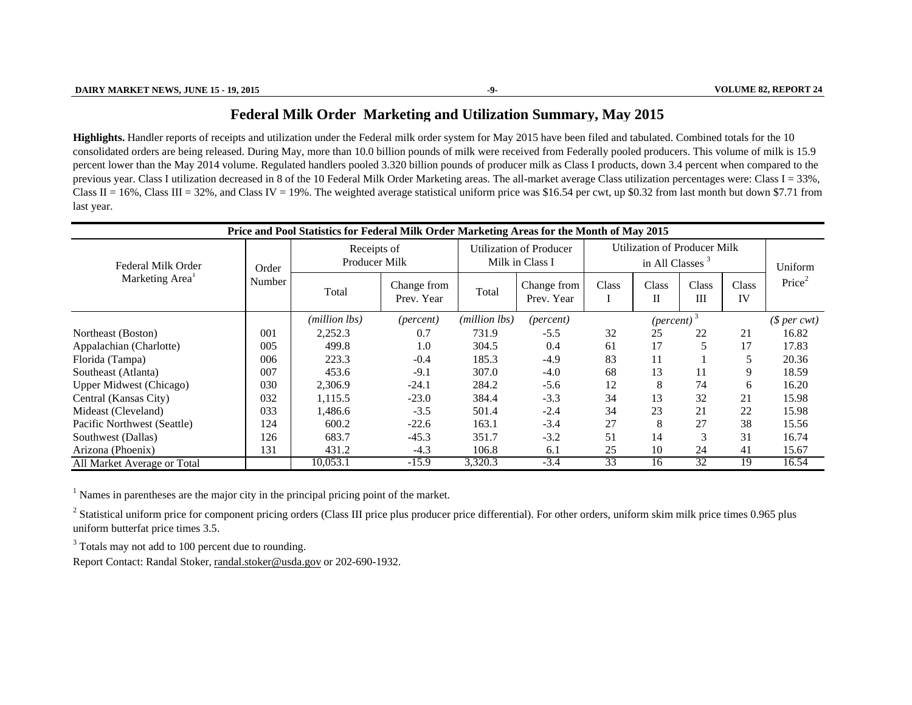# Federal Milk Order Marketing and Utilization Summary, May 2015

**Highlights.** Handler reports of receipts and utilization under the Federal milk order system for May 2015 have been filed and tabulated. Combined totals for the 10 consolidated orders are being released. During May, more than 10.0 billion pounds of milk were received from Federally pooled producers. This volume of milk is 15.9 percent lower than the May 2014 volume. Regulated handlers pooled 3.320 billion pounds of producer milk as Class I products, down 3.4 percent when compared to the previous year. Class I utilization decreased in 8 of the 10 Federal Milk Order Marketing areas. The all-market average Class utilization percentages were: Class I = 33%, Class II = 16%, Class III = 32%, and Class IV = 19%. The weighted average statistical uniform price was $16.54 per cwt, up $0.32 from last month but down $7.71 from last year.

**Price and Pool Statistics for Federal Milk Order Marketing Areas for the Month of May 2015**

| Federal Milk Order Marketing Area[1] | Order Number | Receipts of Producer Milk | | Utilization of Producer Milk in Class I | | Utilization of Producer Milk in All Classes [3] | | | | Uniform Price[2] |
|---|---|---|---|---|---|---|---|---|---|---|
| | | Total | Change from Prev. Year | Total | Change from Prev. Year | Class I | Class II | Class III | Class IV | |
| | | *(million lbs)* | *(percent)* | *(million lbs)* | *(percent)* | *(percent)* [3] | | | | *($ per cwt)* |
| Northeast (Boston) | 001 | 2,252.3 | 0.7 | 731.9 | -5.5 | 32 | 25 | 22 | 21 | 16.82 |
| Appalachian (Charlotte) | 005 | 499.8 | 1.0 | 304.5 | 0.4 | 61 | 17 | 5 | 17 | 17.83 |
| Florida (Tampa) | 006 | 223.3 | -0.4 | 185.3 | -4.9 | 83 | 11 | 1 | 5 | 20.36 |
| Southeast (Atlanta) | 007 | 453.6 | -9.1 | 307.0 | -4.0 | 68 | 13 | 11 | 9 | 18.59 |
| Upper Midwest (Chicago) | 030 | 2,306.9 | -24.1 | 284.2 | -5.6 | 12 | 8 | 74 | 6 | 16.20 |
| Central (Kansas City) | 032 | 1,115.5 | -23.0 | 384.4 | -3.3 | 34 | 13 | 32 | 21 | 15.98 |
| Mideast (Cleveland) | 033 | 1,486.6 | -3.5 | 501.4 | -2.4 | 34 | 23 | 21 | 22 | 15.98 |
| Pacific Northwest (Seattle) | 124 | 600.2 | -22.6 | 163.1 | -3.4 | 27 | 8 | 27 | 38 | 15.56 |
| Southwest (Dallas) | 126 | 683.7 | -45.3 | 351.7 | -3.2 | 51 | 14 | 3 | 31 | 16.74 |
| Arizona (Phoenix) | 131 | 431.2 | -4.3 | 106.8 | 6.1 | 25 | 10 | 24 | 41 | 15.67 |
| All Market Average or Total | | 10,053.1 | -15.9 | 3,320.3 | -3.4 | 33 | 16 | 32 | 19 | 16.54 |

[1] Names in parentheses are the major city in the principal pricing point of the market.

[2] Statistical uniform price for component pricing orders (Class III price plus producer price differential). For other orders, uniform skim milk price times 0.965 plus uniform butterfat price times 3.5.

[3] Totals may not add to 100 percent due to rounding.

Report Contact: Randal Stoker, randal.stoker@usda.gov or 202-690-1932.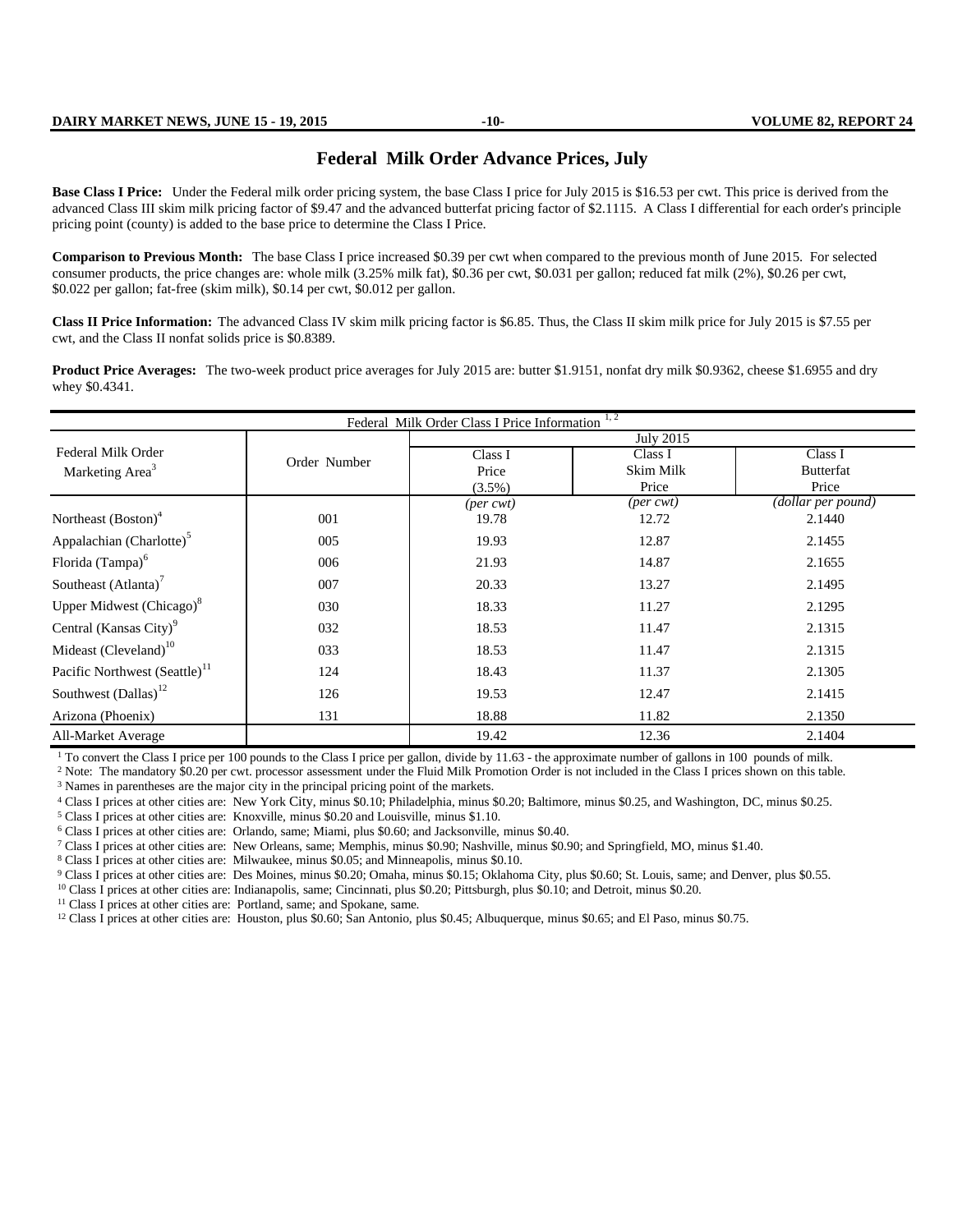# Federal Milk Order Advance Prices, July

**Base Class I Price:** Under the Federal milk order pricing system, the base Class I price for July 2015 is $16.53 per cwt. This price is derived from the advanced Class III skim milk pricing factor of $9.47 and the advanced butterfat pricing factor of $2.1115. A Class I differential for each order's principle pricing point (county) is added to the base price to determine the Class I Price.

**Comparison to Previous Month:** The base Class I price increased $0.39 per cwt when compared to the previous month of June 2015. For selected consumer products, the price changes are: whole milk (3.25% milk fat), $0.36 per cwt, $0.031 per gallon; reduced fat milk (2%), $0.26 per cwt, $0.022 per gallon; fat-free (skim milk), $0.14 per cwt, $0.012 per gallon.

**Class II Price Information:** The advanced Class IV skim milk pricing factor is $6.85. Thus, the Class II skim milk price for July 2015 is $7.55 per cwt, and the Class II nonfat solids price is $0.8389.

**Product Price Averages:** The two-week product price averages for July 2015 are: butter $1.9151, nonfat dry milk $0.9362, cheese $1.6955 and dry whey $0.4341.

Federal Milk Order Class I Price Information [1, 2]

| Federal Milk Order Marketing Area[3] | Order Number | July 2015 | | |
|---|---|---|---|---|
| | | Class I Price (3.5%) | Class I Skim Milk Price | Class I Butterfat Price |
| | | *(per cwt)* | *(per cwt)* | *(dollar per pound)* |
| Northeast (Boston)[4] | 001 | 19.78 | 12.72 | 2.1440 |
| Appalachian (Charlotte)[5] | 005 | 19.93 | 12.87 | 2.1455 |
| Florida (Tampa)[6] | 006 | 21.93 | 14.87 | 2.1655 |
| Southeast (Atlanta)[7] | 007 | 20.33 | 13.27 | 2.1495 |
| Upper Midwest (Chicago)[8] | 030 | 18.33 | 11.27 | 2.1295 |
| Central (Kansas City)[9] | 032 | 18.53 | 11.47 | 2.1315 |
| Mideast (Cleveland)[10] | 033 | 18.53 | 11.47 | 2.1315 |
| Pacific Northwest (Seattle)[11] | 124 | 18.43 | 11.37 | 2.1305 |
| Southwest (Dallas)[12] | 126 | 19.53 | 12.47 | 2.1415 |
| Arizona (Phoenix) | 131 | 18.88 | 11.82 | 2.1350 |
| All-Market Average | | 19.42 | 12.36 | 2.1404 |

[1] To convert the Class I price per 100 pounds to the Class I price per gallon, divide by 11.63 - the approximate number of gallons in 100 pounds of milk.
[2] Note: The mandatory $0.20 per cwt. processor assessment under the Fluid Milk Promotion Order is not included in the Class I prices shown on this table.
[3] Names in parentheses are the major city in the principal pricing point of the markets.
[4] Class I prices at other cities are: New York City, minus $0.10; Philadelphia, minus $0.20; Baltimore, minus $0.25, and Washington, DC, minus $0.25.
[5] Class I prices at other cities are: Knoxville, minus $0.20 and Louisville, minus $1.10.
[6] Class I prices at other cities are: Orlando, same; Miami, plus $0.60; and Jacksonville, minus $0.40.
[7] Class I prices at other cities are: New Orleans, same; Memphis, minus $0.90; Nashville, minus $0.90; and Springfield, MO, minus $1.40.
[8] Class I prices at other cities are: Milwaukee, minus $0.05; and Minneapolis, minus $0.10.
[9] Class I prices at other cities are: Des Moines, minus $0.20; Omaha, minus $0.15; Oklahoma City, plus $0.60; St. Louis, same; and Denver, plus $0.55.
[10] Class I prices at other cities are: Indianapolis, same; Cincinnati, plus $0.20; Pittsburgh, plus $0.10; and Detroit, minus $0.20.
[11] Class I prices at other cities are: Portland, same; and Spokane, same.
[12] Class I prices at other cities are: Houston, plus $0.60; San Antonio, plus $0.45; Albuquerque, minus $0.65; and El Paso, minus $0.75.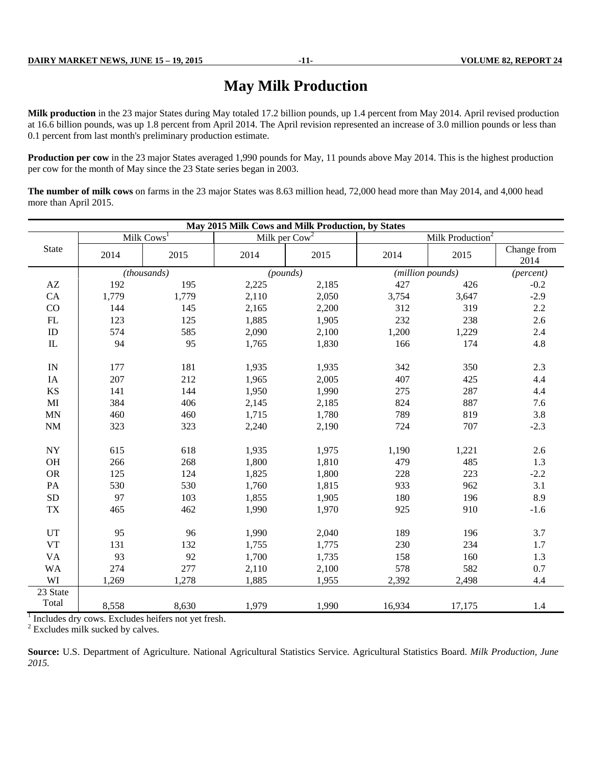# May Milk Production

**Milk production** in the 23 major States during May totaled 17.2 billion pounds, up 1.4 percent from May 2014. April revised production at 16.6 billion pounds, was up 1.8 percent from April 2014. The April revision represented an increase of 3.0 million pounds or less than 0.1 percent from last month's preliminary production estimate.

**Production per cow** in the 23 major States averaged 1,990 pounds for May, 11 pounds above May 2014. This is the highest production per cow for the month of May since the 23 State series began in 2003.

**The number of milk cows** on farms in the 23 major States was 8.63 million head, 72,000 head more than May 2014, and 4,000 head more than April 2015.

**May 2015 Milk Cows and Milk Production, by States**

| State | Milk Cows[1] | | Milk per Cow[2] | | Milk Production[2] | | |
|---|---|---|---|---|---|---|---|
| | 2014 | 2015 | 2014 | 2015 | 2014 | 2015 | Change from 2014 |
| | *(thousands)* | | *(pounds)* | | *(million pounds)* | | *(percent)* |
| AZ | 192 | 195 | 2,225 | 2,185 | 427 | 426 | -0.2 |
| CA | 1,779 | 1,779 | 2,110 | 2,050 | 3,754 | 3,647 | -2.9 |
| CO | 144 | 145 | 2,165 | 2,200 | 312 | 319 | 2.2 |
| FL | 123 | 125 | 1,885 | 1,905 | 232 | 238 | 2.6 |
| ID | 574 | 585 | 2,090 | 2,100 | 1,200 | 1,229 | 2.4 |
| IL | 94 | 95 | 1,765 | 1,830 | 166 | 174 | 4.8 |
| IN | 177 | 181 | 1,935 | 1,935 | 342 | 350 | 2.3 |
| IA | 207 | 212 | 1,965 | 2,005 | 407 | 425 | 4.4 |
| KS | 141 | 144 | 1,950 | 1,990 | 275 | 287 | 4.4 |
| MI | 384 | 406 | 2,145 | 2,185 | 824 | 887 | 7.6 |
| MN | 460 | 460 | 1,715 | 1,780 | 789 | 819 | 3.8 |
| NM | 323 | 323 | 2,240 | 2,190 | 724 | 707 | -2.3 |
| NY | 615 | 618 | 1,935 | 1,975 | 1,190 | 1,221 | 2.6 |
| OH | 266 | 268 | 1,800 | 1,810 | 479 | 485 | 1.3 |
| OR | 125 | 124 | 1,825 | 1,800 | 228 | 223 | -2.2 |
| PA | 530 | 530 | 1,760 | 1,815 | 933 | 962 | 3.1 |
| SD | 97 | 103 | 1,855 | 1,905 | 180 | 196 | 8.9 |
| TX | 465 | 462 | 1,990 | 1,970 | 925 | 910 | -1.6 |
| UT | 95 | 96 | 1,990 | 2,040 | 189 | 196 | 3.7 |
| VT | 131 | 132 | 1,755 | 1,775 | 230 | 234 | 1.7 |
| VA | 93 | 92 | 1,700 | 1,735 | 158 | 160 | 1.3 |
| WA | 274 | 277 | 2,110 | 2,100 | 578 | 582 | 0.7 |
| WI | 1,269 | 1,278 | 1,885 | 1,955 | 2,392 | 2,498 | 4.4 |
| 23 State Total | 8,558 | 8,630 | 1,979 | 1,990 | 16,934 | 17,175 | 1.4 |

[1] Includes dry cows. Excludes heifers not yet fresh.
[2] Excludes milk sucked by calves.

**Source:** U.S. Department of Agriculture. National Agricultural Statistics Service. Agricultural Statistics Board. *Milk Production, June 2015.*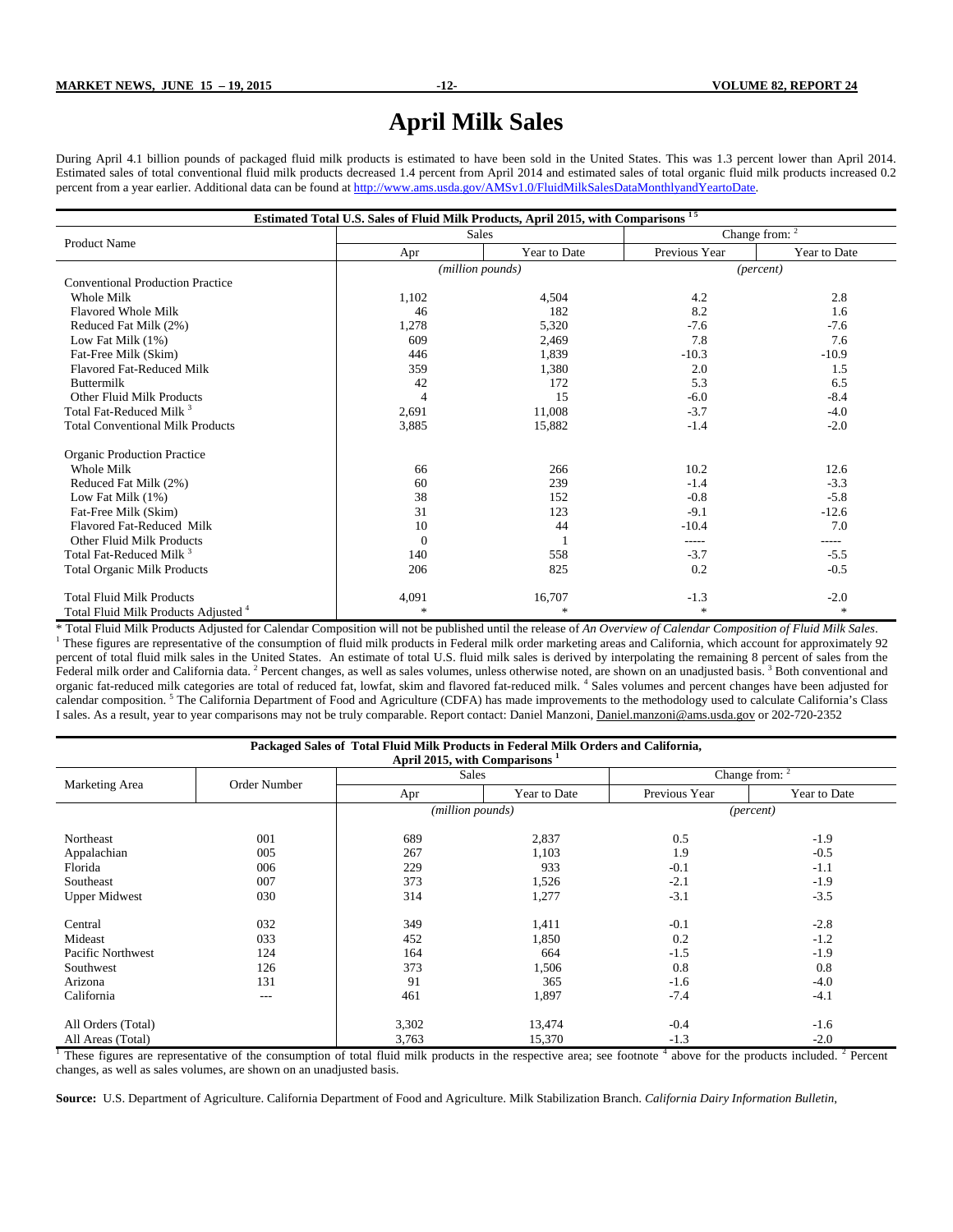# April Milk Sales

During April 4.1 billion pounds of packaged fluid milk products is estimated to have been sold in the United States. This was 1.3 percent lower than April 2014. Estimated sales of total conventional fluid milk products decreased 1.4 percent from April 2014 and estimated sales of total organic fluid milk products increased 0.2 percent from a year earlier. Additional data can be found at [http://www.ams.usda.gov/AMSv1.0/FluidMilkSalesDataMonthlyandYeartoDate](http://www.ams.usda.gov/AMSv1.0/FluidMilkSalesDataMonthlyandYeartoDate).

**Estimated Total U.S. Sales of Fluid Milk Products, April 2015, with Comparisons [1 5]**

| Product Name | Sales | | Change from: [2] | |
|---|---|---|---|---|
| | Apr | Year to Date | Previous Year | Year to Date |
| | *(million pounds)* | | *(percent)* | |
| Conventional Production Practice | | | | |
| Whole Milk | 1,102 | 4,504 | 4.2 | 2.8 |
| Flavored Whole Milk | 46 | 182 | 8.2 | 1.6 |
| Reduced Fat Milk (2%) | 1,278 | 5,320 | -7.6 | -7.6 |
| Low Fat Milk (1%) | 609 | 2,469 | 7.8 | 7.6 |
| Fat-Free Milk (Skim) | 446 | 1,839 | -10.3 | -10.9 |
| Flavored Fat-Reduced Milk | 359 | 1,380 | 2.0 | 1.5 |
| Buttermilk | 42 | 172 | 5.3 | 6.5 |
| Other Fluid Milk Products | 4 | 15 | -6.0 | -8.4 |
| Total Fat-Reduced Milk [3] | 2,691 | 11,008 | -3.7 | -4.0 |
| Total Conventional Milk Products | 3,885 | 15,882 | -1.4 | -2.0 |
| Organic Production Practice | | | | |
| Whole Milk | 66 | 266 | 10.2 | 12.6 |
| Reduced Fat Milk (2%) | 60 | 239 | -1.4 | -3.3 |
| Low Fat Milk (1%) | 38 | 152 | -0.8 | -5.8 |
| Fat-Free Milk (Skim) | 31 | 123 | -9.1 | -12.6 |
| Flavored Fat-Reduced Milk | 10 | 44 | -10.4 | 7.0 |
| Other Fluid Milk Products | 0 | 1 | ----- | ----- |
| Total Fat-Reduced Milk [3] | 140 | 558 | -3.7 | -5.5 |
| Total Organic Milk Products | 206 | 825 | 0.2 | -0.5 |
| Total Fluid Milk Products | 4,091 | 16,707 | -1.3 | -2.0 |
| Total Fluid Milk Products Adjusted [4] | * | * | * | * |

* Total Fluid Milk Products Adjusted for Calendar Composition will not be published until the release of *An Overview of Calendar Composition of Fluid Milk Sales*.
[1] These figures are representative of the consumption of fluid milk products in Federal milk order marketing areas and California, which account for approximately 92 percent of total fluid milk sales in the United States. An estimate of total U.S. fluid milk sales is derived by interpolating the remaining 8 percent of sales from the Federal milk order and California data. [2] Percent changes, as well as sales volumes, unless otherwise noted, are shown on an unadjusted basis. [3] Both conventional and organic fat-reduced milk categories are total of reduced fat, lowfat, skim and flavored fat-reduced milk. [4] Sales volumes and percent changes have been adjusted for calendar composition. [5] The California Department of Food and Agriculture (CDFA) has made improvements to the methodology used to calculate California's Class I sales. As a result, year to year comparisons may not be truly comparable. Report contact: Daniel Manzoni, Daniel.manzoni@ams.usda.gov or 202-720-2352

**Packaged Sales of Total Fluid Milk Products in Federal Milk Orders and California, April 2015, with Comparisons [1]**

| Marketing Area | Order Number | Sales | | Change from: [2] | |
|---|---|---|---|---|---|
| | | Apr | Year to Date | Previous Year | Year to Date |
| | | *(million pounds)* | | *(percent)* | |
| Northeast | 001 | 689 | 2,837 | 0.5 | -1.9 |
| Appalachian | 005 | 267 | 1,103 | 1.9 | -0.5 |
| Florida | 006 | 229 | 933 | -0.1 | -1.1 |
| Southeast | 007 | 373 | 1,526 | -2.1 | -1.9 |
| Upper Midwest | 030 | 314 | 1,277 | -3.1 | -3.5 |
| Central | 032 | 349 | 1,411 | -0.1 | -2.8 |
| Mideast | 033 | 452 | 1,850 | 0.2 | -1.2 |
| Pacific Northwest | 124 | 164 | 664 | -1.5 | -1.9 |
| Southwest | 126 | 373 | 1,506 | 0.8 | 0.8 |
| Arizona | 131 | 91 | 365 | -1.6 | -4.0 |
| California | --- | 461 | 1,897 | -7.4 | -4.1 |
| All Orders (Total) | | 3,302 | 13,474 | -0.4 | -1.6 |
| All Areas (Total) | | 3,763 | 15,370 | -1.3 | -2.0 |

[1] These figures are representative of the consumption of total fluid milk products in the respective area; see footnote [4] above for the products included. [2] Percent changes, as well as sales volumes, are shown on an unadjusted basis.

**Source:** U.S. Department of Agriculture. California Department of Food and Agriculture. Milk Stabilization Branch. *California Dairy Information Bulletin*,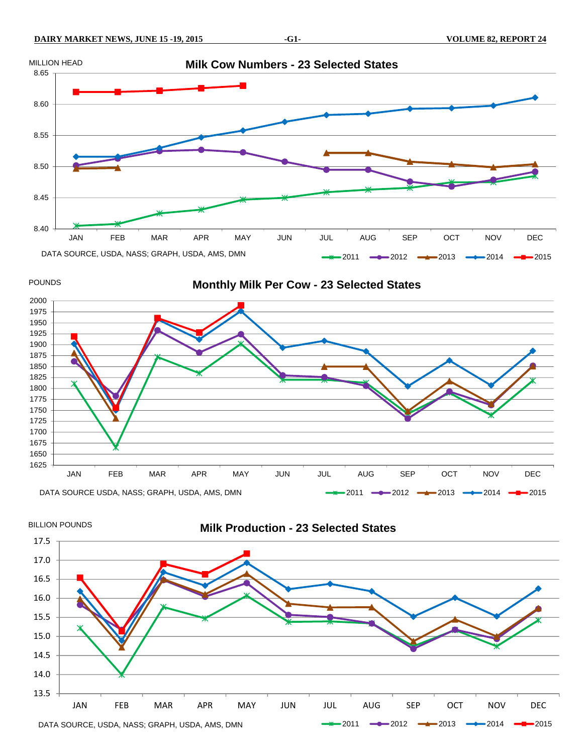## Milk Cow Numbers - 23 Selected States

MILLION HEAD

DATA SOURCE, USDA, NASS; GRAPH, USDA, AMS, DMN

2011 | 2012 | 2013 | 2014 | 2015

## Monthly Milk Per Cow - 23 Selected States

POUNDS

DATA SOURCE USDA, NASS; GRAPH, USDA, AMS, DMN

2011 | 2012 | 2013 | 2014 | 2015

## Milk Production - 23 Selected States

BILLION POUNDS

DATA SOURCE, USDA, NASS; GRAPH, USDA, AMS, DMN

2011 | 2012 | 2013 | 2014 | 2015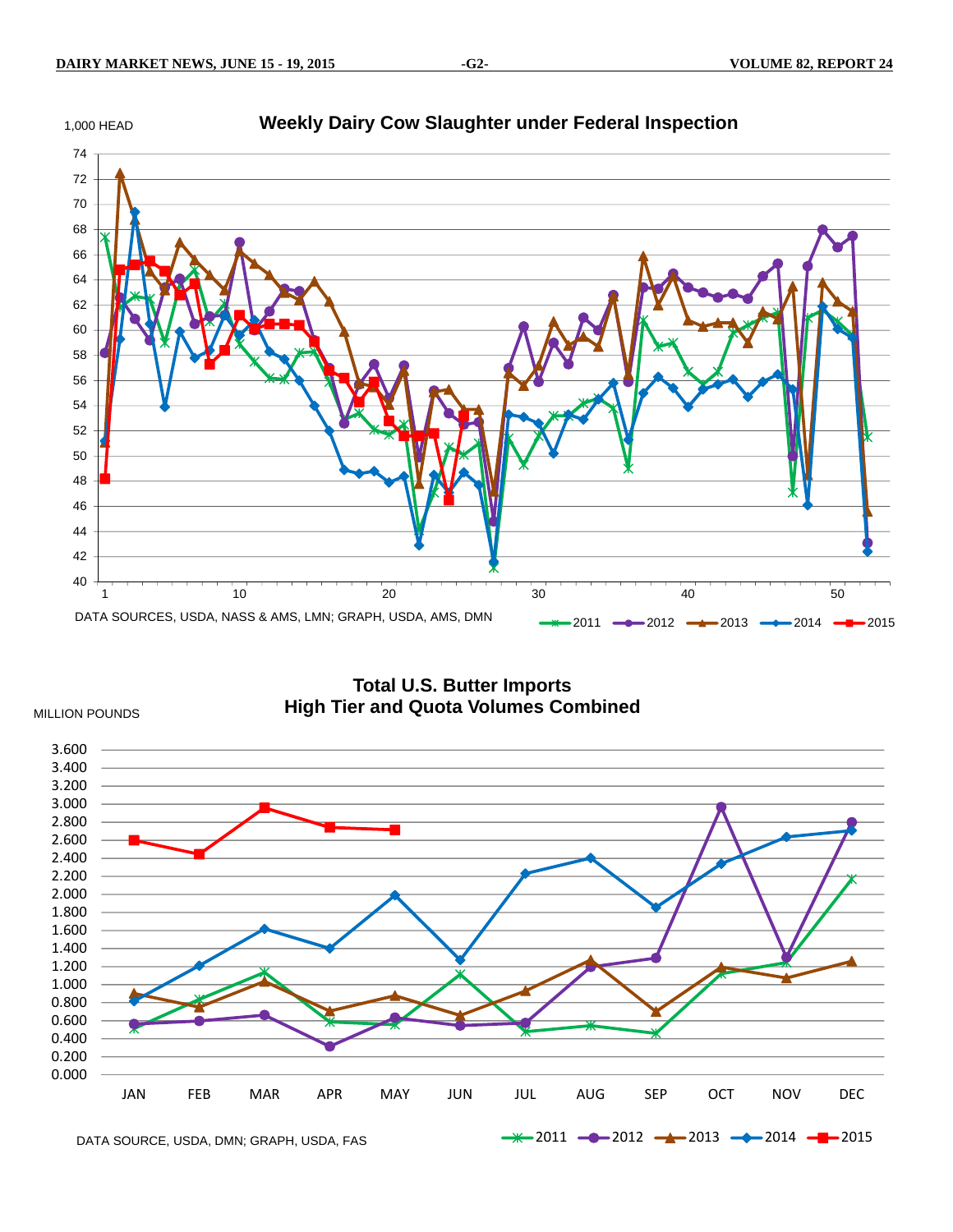## Weekly Dairy Cow Slaughter under Federal Inspection

1,000 HEAD

DATA SOURCES, USDA, NASS & AMS, LMN; GRAPH, USDA, AMS, DMN

2011 2012 2013 2014 2015

## Total U.S. Butter Imports High Tier and Quota Volumes Combined

MILLION POUNDS

DATA SOURCE, USDA, DMN; GRAPH, USDA, FAS

2011 2012 2013 2014 2015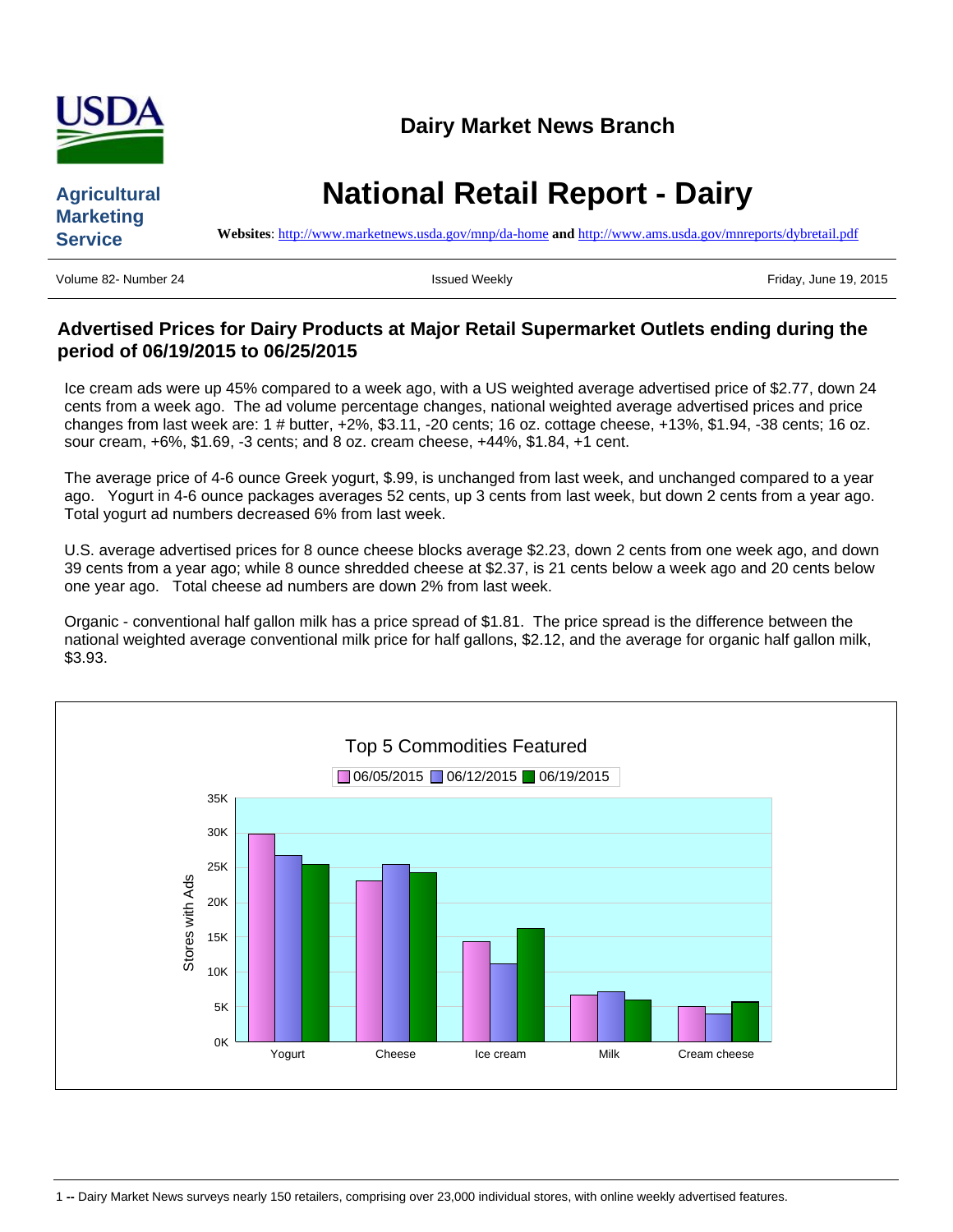# Dairy Market News Branch

**Agricultural Marketing Service**

# National Retail Report - Dairy

**Websites**: http://www.marketnews.usda.gov/mnp/da-home **and** http://www.ams.usda.gov/mnreports/dybretail.pdf

Volume 82- Number 24 | Issued Weekly | Friday, June 19, 2015

## Advertised Prices for Dairy Products at Major Retail Supermarket Outlets ending during the period of 06/19/2015 to 06/25/2015

Ice cream ads were up 45% compared to a week ago, with a US weighted average advertised price of $2.77, down 24 cents from a week ago. The ad volume percentage changes, national weighted average advertised prices and price changes from last week are: 1 # butter, +2%, $3.11, -20 cents; 16 oz. cottage cheese, +13%, $1.94, -38 cents; 16 oz. sour cream, +6%, $1.69, -3 cents; and 8 oz. cream cheese, +44%, $1.84, +1 cent.

The average price of 4-6 ounce Greek yogurt, $.99, is unchanged from last week, and unchanged compared to a year ago. Yogurt in 4-6 ounce packages averages 52 cents, up 3 cents from last week, but down 2 cents from a year ago. Total yogurt ad numbers decreased 6% from last week.

U.S. average advertised prices for 8 ounce cheese blocks average $2.23, down 2 cents from one week ago, and down 39 cents from a year ago; while 8 ounce shredded cheese at $2.37, is 21 cents below a week ago and 20 cents below one year ago. Total cheese ad numbers are down 2% from last week.

Organic - conventional half gallon milk has a price spread of $1.81. The price spread is the difference between the national weighted average conventional milk price for half gallons, $2.12, and the average for organic half gallon milk, $3.93.

**Top 5 Commodities Featured**

| Stores with Ads | 06/05/2015 | 06/12/2015 | 06/19/2015 |
|---|---|---|---|
| Yogurt | ~30K | ~26.8K | ~25.5K |
| Cheese | ~23.1K | ~25.5K | ~24.3K |
| Ice cream | ~14.4K | ~11.2K | ~16.3K |
| Milk | ~6.7K | ~7.2K | ~6K |
| Cream cheese | ~5.1K | ~4K | ~5.7K |

1 -- Dairy Market News surveys nearly 150 retailers, comprising over 23,000 individual stores, with online weekly advertised features.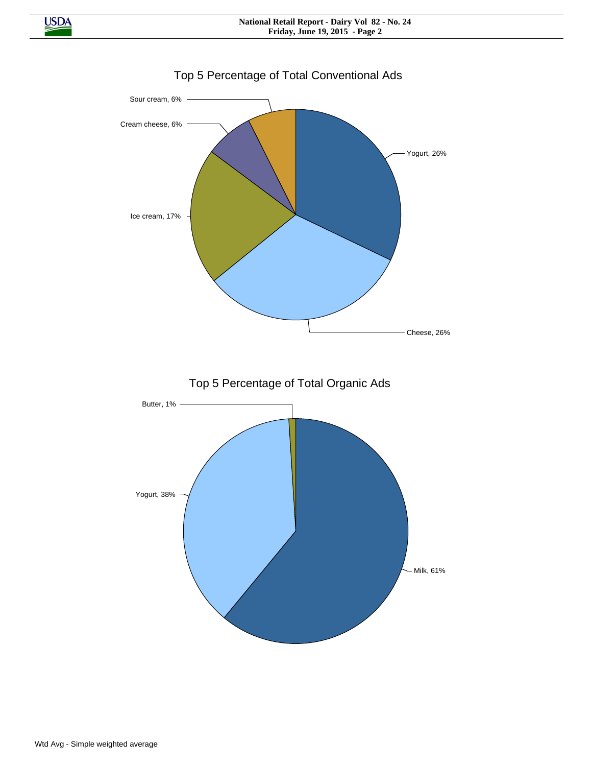## Top 5 Percentage of Total Conventional Ads

Sour cream, 6%

Cream cheese, 6%

Yogurt, 26%

Ice cream, 17%

Cheese, 26%

## Top 5 Percentage of Total Organic Ads

Butter, 1%

Yogurt, 38%

Milk, 61%

Wtd Avg - Simple weighted average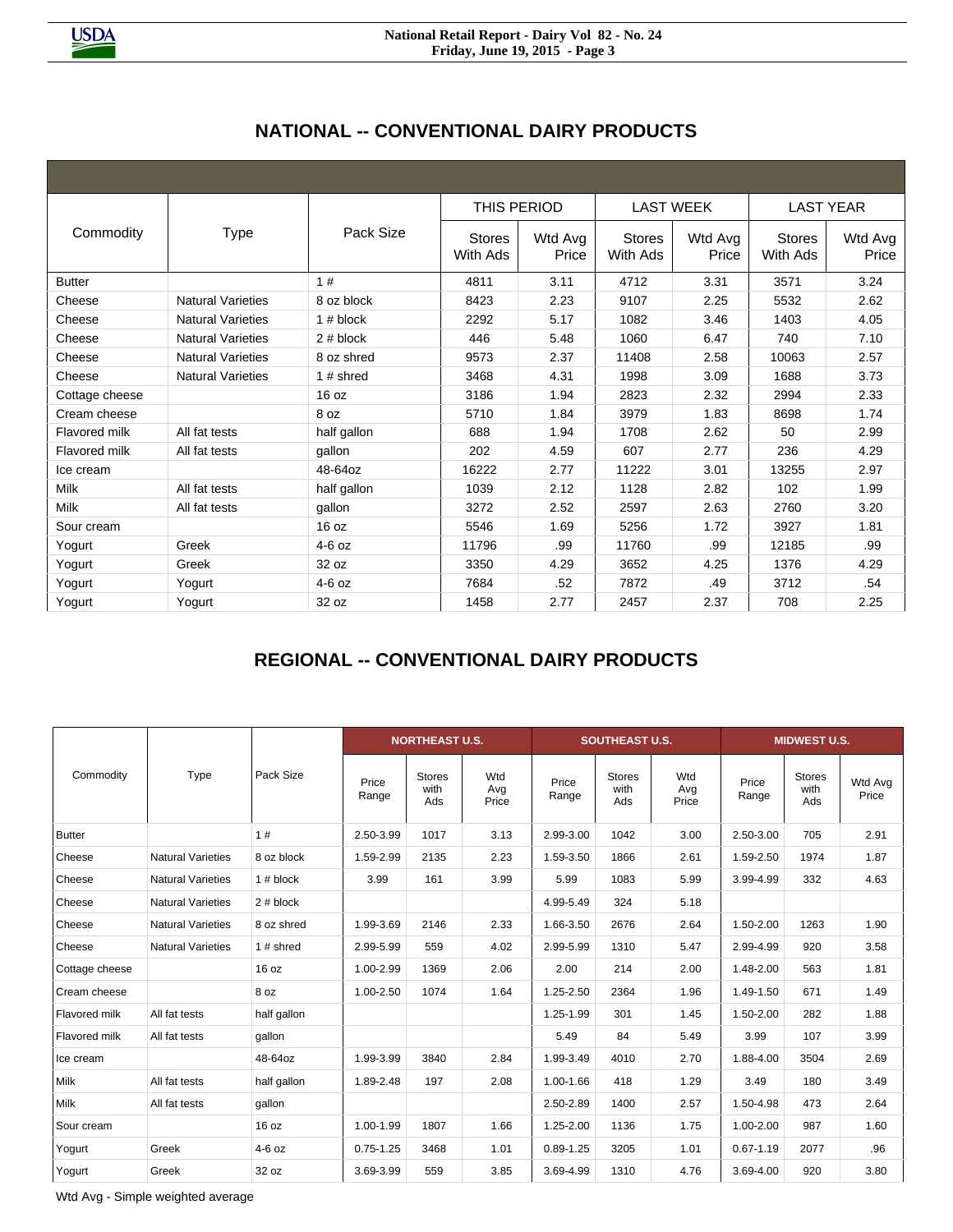## NATIONAL -- CONVENTIONAL DAIRY PRODUCTS

| Commodity | Type | Pack Size | THIS PERIOD | | LAST WEEK | | LAST YEAR | |
|---|---|---|---|---|---|---|---|---|
| | | | Stores With Ads | Wtd Avg Price | Stores With Ads | Wtd Avg Price | Stores With Ads | Wtd Avg Price |
| Butter | | 1 # | 4811 | 3.11 | 4712 | 3.31 | 3571 | 3.24 |
| Cheese | Natural Varieties | 8 oz block | 8423 | 2.23 | 9107 | 2.25 | 5532 | 2.62 |
| Cheese | Natural Varieties | 1 # block | 2292 | 5.17 | 1082 | 3.46 | 1403 | 4.05 |
| Cheese | Natural Varieties | 2 # block | 446 | 5.48 | 1060 | 6.47 | 740 | 7.10 |
| Cheese | Natural Varieties | 8 oz shred | 9573 | 2.37 | 11408 | 2.58 | 10063 | 2.57 |
| Cheese | Natural Varieties | 1 # shred | 3468 | 4.31 | 1998 | 3.09 | 1688 | 3.73 |
| Cottage cheese | | 16 oz | 3186 | 1.94 | 2823 | 2.32 | 2994 | 2.33 |
| Cream cheese | | 8 oz | 5710 | 1.84 | 3979 | 1.83 | 8698 | 1.74 |
| Flavored milk | All fat tests | half gallon | 688 | 1.94 | 1708 | 2.62 | 50 | 2.99 |
| Flavored milk | All fat tests | gallon | 202 | 4.59 | 607 | 2.77 | 236 | 4.29 |
| Ice cream | | 48-64oz | 16222 | 2.77 | 11222 | 3.01 | 13255 | 2.97 |
| Milk | All fat tests | half gallon | 1039 | 2.12 | 1128 | 2.82 | 102 | 1.99 |
| Milk | All fat tests | gallon | 3272 | 2.52 | 2597 | 2.63 | 2760 | 3.20 |
| Sour cream | | 16 oz | 5546 | 1.69 | 5256 | 1.72 | 3927 | 1.81 |
| Yogurt | Greek | 4-6 oz | 11796 | .99 | 11760 | .99 | 12185 | .99 |
| Yogurt | Greek | 32 oz | 3350 | 4.29 | 3652 | 4.25 | 1376 | 4.29 |
| Yogurt | Yogurt | 4-6 oz | 7684 | .52 | 7872 | .49 | 3712 | .54 |
| Yogurt | Yogurt | 32 oz | 1458 | 2.77 | 2457 | 2.37 | 708 | 2.25 |

## REGIONAL -- CONVENTIONAL DAIRY PRODUCTS

| Commodity | Type | Pack Size | NORTHEAST U.S. | | | SOUTHEAST U.S. | | | MIDWEST U.S. | | |
|---|---|---|---|---|---|---|---|---|---|---|---|
| | | | Price Range | Stores with Ads | Wtd Avg Price | Price Range | Stores with Ads | Wtd Avg Price | Price Range | Stores with Ads | Wtd Avg Price |
| Butter | | 1 # | 2.50-3.99 | 1017 | 3.13 | 2.99-3.00 | 1042 | 3.00 | 2.50-3.00 | 705 | 2.91 |
| Cheese | Natural Varieties | 8 oz block | 1.59-2.99 | 2135 | 2.23 | 1.59-3.50 | 1866 | 2.61 | 1.59-2.50 | 1974 | 1.87 |
| Cheese | Natural Varieties | 1 # block | 3.99 | 161 | 3.99 | 5.99 | 1083 | 5.99 | 3.99-4.99 | 332 | 4.63 |
| Cheese | Natural Varieties | 2 # block | | | | 4.99-5.49 | 324 | 5.18 | | | |
| Cheese | Natural Varieties | 8 oz shred | 1.99-3.69 | 2146 | 2.33 | 1.66-3.50 | 2676 | 2.64 | 1.50-2.00 | 1263 | 1.90 |
| Cheese | Natural Varieties | 1 # shred | 2.99-5.99 | 559 | 4.02 | 2.99-5.99 | 1310 | 5.47 | 2.99-4.99 | 920 | 3.58 |
| Cottage cheese | | 16 oz | 1.00-2.99 | 1369 | 2.06 | 2.00 | 214 | 2.00 | 1.48-2.00 | 563 | 1.81 |
| Cream cheese | | 8 oz | 1.00-2.50 | 1074 | 1.64 | 1.25-2.50 | 2364 | 1.96 | 1.49-1.50 | 671 | 1.49 |
| Flavored milk | All fat tests | half gallon | | | | 1.25-1.99 | 301 | 1.45 | 1.50-2.00 | 282 | 1.88 |
| Flavored milk | All fat tests | gallon | | | | 5.49 | 84 | 5.49 | 3.99 | 107 | 3.99 |
| Ice cream | | 48-64oz | 1.99-3.99 | 3840 | 2.84 | 1.99-3.49 | 4010 | 2.70 | 1.88-4.00 | 3504 | 2.69 |
| Milk | All fat tests | half gallon | 1.89-2.48 | 197 | 2.08 | 1.00-1.66 | 418 | 1.29 | 3.49 | 180 | 3.49 |
| Milk | All fat tests | gallon | | | | 2.50-2.89 | 1400 | 2.57 | 1.50-4.98 | 473 | 2.64 |
| Sour cream | | 16 oz | 1.00-1.99 | 1807 | 1.66 | 1.25-2.00 | 1136 | 1.75 | 1.00-2.00 | 987 | 1.60 |
| Yogurt | Greek | 4-6 oz | 0.75-1.25 | 3468 | 1.01 | 0.89-1.25 | 3205 | 1.01 | 0.67-1.19 | 2077 | .96 |
| Yogurt | Greek | 32 oz | 3.69-3.99 | 559 | 3.85 | 3.69-4.99 | 1310 | 4.76 | 3.69-4.00 | 920 | 3.80 |

Wtd Avg - Simple weighted average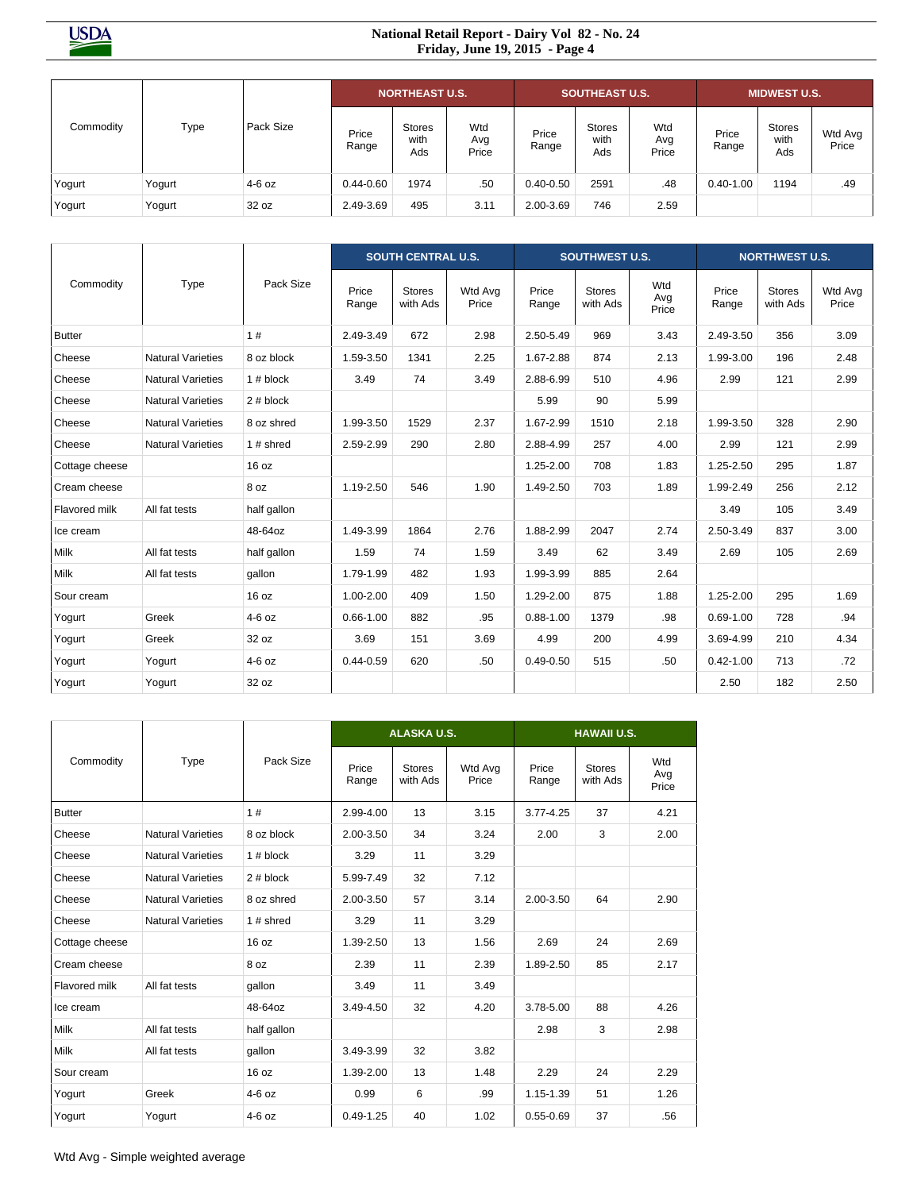| Commodity | Type | Pack Size | NORTHEAST U.S. | | | SOUTHEAST U.S. | | | MIDWEST U.S. | | |
|---|---|---|---|---|---|---|---|---|---|---|---|
| | | | Price Range | Stores with Ads | Wtd Avg Price | Price Range | Stores with Ads | Wtd Avg Price | Price Range | Stores with Ads | Wtd Avg Price |
| Yogurt | Yogurt | 4-6 oz | 0.44-0.60 | 1974 | .50 | 0.40-0.50 | 2591 | .48 | 0.40-1.00 | 1194 | .49 |
| Yogurt | Yogurt | 32 oz | 2.49-3.69 | 495 | 3.11 | 2.00-3.69 | 746 | 2.59 | | | |

| Commodity | Type | Pack Size | SOUTH CENTRAL U.S. | | | SOUTHWEST U.S. | | | NORTHWEST U.S. | | |
|---|---|---|---|---|---|---|---|---|---|---|---|
| | | | Price Range | Stores with Ads | Wtd Avg Price | Price Range | Stores with Ads | Wtd Avg Price | Price Range | Stores with Ads | Wtd Avg Price |
| Butter | | 1 # | 2.49-3.49 | 672 | 2.98 | 2.50-5.49 | 969 | 3.43 | 2.49-3.50 | 356 | 3.09 |
| Cheese | Natural Varieties | 8 oz block | 1.59-3.50 | 1341 | 2.25 | 1.67-2.88 | 874 | 2.13 | 1.99-3.00 | 196 | 2.48 |
| Cheese | Natural Varieties | 1 # block | 3.49 | 74 | 3.49 | 2.88-6.99 | 510 | 4.96 | 2.99 | 121 | 2.99 |
| Cheese | Natural Varieties | 2 # block | | | | 5.99 | 90 | 5.99 | | | |
| Cheese | Natural Varieties | 8 oz shred | 1.99-3.50 | 1529 | 2.37 | 1.67-2.99 | 1510 | 2.18 | 1.99-3.50 | 328 | 2.90 |
| Cheese | Natural Varieties | 1 # shred | 2.59-2.99 | 290 | 2.80 | 2.88-4.99 | 257 | 4.00 | 2.99 | 121 | 2.99 |
| Cottage cheese | | 16 oz | | | | 1.25-2.00 | 708 | 1.83 | 1.25-2.50 | 295 | 1.87 |
| Cream cheese | | 8 oz | 1.19-2.50 | 546 | 1.90 | 1.49-2.50 | 703 | 1.89 | 1.99-2.49 | 256 | 2.12 |
| Flavored milk | All fat tests | half gallon | | | | | | | 3.49 | 105 | 3.49 |
| Ice cream | | 48-64oz | 1.49-3.99 | 1864 | 2.76 | 1.88-2.99 | 2047 | 2.74 | 2.50-3.49 | 837 | 3.00 |
| Milk | All fat tests | half gallon | 1.59 | 74 | 1.59 | 3.49 | 62 | 3.49 | 2.69 | 105 | 2.69 |
| Milk | All fat tests | gallon | 1.79-1.99 | 482 | 1.93 | 1.99-3.99 | 885 | 2.64 | | | |
| Sour cream | | 16 oz | 1.00-2.00 | 409 | 1.50 | 1.29-2.00 | 875 | 1.88 | 1.25-2.00 | 295 | 1.69 |
| Yogurt | Greek | 4-6 oz | 0.66-1.00 | 882 | .95 | 0.88-1.00 | 1379 | .98 | 0.69-1.00 | 728 | .94 |
| Yogurt | Greek | 32 oz | 3.69 | 151 | 3.69 | 4.99 | 200 | 4.99 | 3.69-4.99 | 210 | 4.34 |
| Yogurt | Yogurt | 4-6 oz | 0.44-0.59 | 620 | .50 | 0.49-0.50 | 515 | .50 | 0.42-1.00 | 713 | .72 |
| Yogurt | Yogurt | 32 oz | | | | | | | 2.50 | 182 | 2.50 |

| Commodity | Type | Pack Size | ALASKA U.S. | | | HAWAII U.S. | | |
|---|---|---|---|---|---|---|---|---|
| | | | Price Range | Stores with Ads | Wtd Avg Price | Price Range | Stores with Ads | Wtd Avg Price |
| Butter | | 1 # | 2.99-4.00 | 13 | 3.15 | 3.77-4.25 | 37 | 4.21 |
| Cheese | Natural Varieties | 8 oz block | 2.00-3.50 | 34 | 3.24 | 2.00 | 3 | 2.00 |
| Cheese | Natural Varieties | 1 # block | 3.29 | 11 | 3.29 | | | |
| Cheese | Natural Varieties | 2 # block | 5.99-7.49 | 32 | 7.12 | | | |
| Cheese | Natural Varieties | 8 oz shred | 2.00-3.50 | 57 | 3.14 | 2.00-3.50 | 64 | 2.90 |
| Cheese | Natural Varieties | 1 # shred | 3.29 | 11 | 3.29 | | | |
| Cottage cheese | | 16 oz | 1.39-2.50 | 13 | 1.56 | 2.69 | 24 | 2.69 |
| Cream cheese | | 8 oz | 2.39 | 11 | 2.39 | 1.89-2.50 | 85 | 2.17 |
| Flavored milk | All fat tests | gallon | 3.49 | 11 | 3.49 | | | |
| Ice cream | | 48-64oz | 3.49-4.50 | 32 | 4.20 | 3.78-5.00 | 88 | 4.26 |
| Milk | All fat tests | half gallon | | | | 2.98 | 3 | 2.98 |
| Milk | All fat tests | gallon | 3.49-3.99 | 32 | 3.82 | | | |
| Sour cream | | 16 oz | 1.39-2.00 | 13 | 1.48 | 2.29 | 24 | 2.29 |
| Yogurt | Greek | 4-6 oz | 0.99 | 6 | .99 | 1.15-1.39 | 51 | 1.26 |
| Yogurt | Yogurt | 4-6 oz | 0.49-1.25 | 40 | 1.02 | 0.55-0.69 | 37 | .56 |

Wtd Avg - Simple weighted average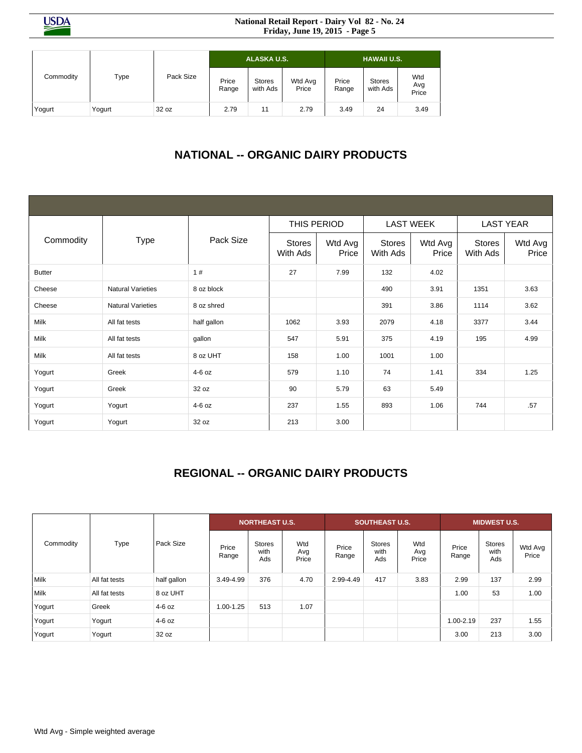| Commodity | Type | Pack Size | ALASKA U.S. | | | HAWAII U.S. | | |
|---|---|---|---|---|---|---|---|---|
| | | | Price Range | Stores with Ads | Wtd Avg Price | Price Range | Stores with Ads | Wtd Avg Price |
| Yogurt | Yogurt | 32 oz | 2.79 | 11 | 2.79 | 3.49 | 24 | 3.49 |

## NATIONAL -- ORGANIC DAIRY PRODUCTS

| Commodity | Type | Pack Size | THIS PERIOD | | LAST WEEK | | LAST YEAR | |
|---|---|---|---|---|---|---|---|---|
| | | | Stores With Ads | Wtd Avg Price | Stores With Ads | Wtd Avg Price | Stores With Ads | Wtd Avg Price |
| Butter | | 1 # | 27 | 7.99 | 132 | 4.02 | | |
| Cheese | Natural Varieties | 8 oz block | | | 490 | 3.91 | 1351 | 3.63 |
| Cheese | Natural Varieties | 8 oz shred | | | 391 | 3.86 | 1114 | 3.62 |
| Milk | All fat tests | half gallon | 1062 | 3.93 | 2079 | 4.18 | 3377 | 3.44 |
| Milk | All fat tests | gallon | 547 | 5.91 | 375 | 4.19 | 195 | 4.99 |
| Milk | All fat tests | 8 oz UHT | 158 | 1.00 | 1001 | 1.00 | | |
| Yogurt | Greek | 4-6 oz | 579 | 1.10 | 74 | 1.41 | 334 | 1.25 |
| Yogurt | Greek | 32 oz | 90 | 5.79 | 63 | 5.49 | | |
| Yogurt | Yogurt | 4-6 oz | 237 | 1.55 | 893 | 1.06 | 744 | .57 |
| Yogurt | Yogurt | 32 oz | 213 | 3.00 | | | | |

## REGIONAL -- ORGANIC DAIRY PRODUCTS

| Commodity | Type | Pack Size | NORTHEAST U.S. | | | SOUTHEAST U.S. | | | MIDWEST U.S. | | |
|---|---|---|---|---|---|---|---|---|---|---|---|
| | | | Price Range | Stores with Ads | Wtd Avg Price | Price Range | Stores with Ads | Wtd Avg Price | Price Range | Stores with Ads | Wtd Avg Price |
| Milk | All fat tests | half gallon | 3.49-4.99 | 376 | 4.70 | 2.99-4.49 | 417 | 3.83 | 2.99 | 137 | 2.99 |
| Milk | All fat tests | 8 oz UHT | | | | | | | 1.00 | 53 | 1.00 |
| Yogurt | Greek | 4-6 oz | 1.00-1.25 | 513 | 1.07 | | | | | | |
| Yogurt | Yogurt | 4-6 oz | | | | | | | 1.00-2.19 | 237 | 1.55 |
| Yogurt | Yogurt | 32 oz | | | | | | | 3.00 | 213 | 3.00 |

Wtd Avg - Simple weighted average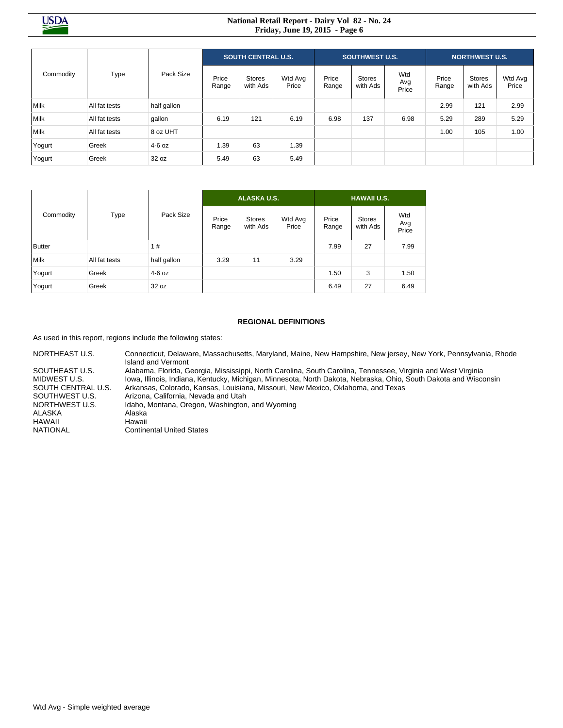| Commodity | Type | Pack Size | SOUTH CENTRAL U.S. | | | SOUTHWEST U.S. | | | NORTHWEST U.S. | | |
|---|---|---|---|---|---|---|---|---|---|---|---|
| | | | Price Range | Stores with Ads | Wtd Avg Price | Price Range | Stores with Ads | Wtd Avg Price | Price Range | Stores with Ads | Wtd Avg Price |
| Milk | All fat tests | half gallon | | | | | | | 2.99 | 121 | 2.99 |
| Milk | All fat tests | gallon | 6.19 | 121 | 6.19 | 6.98 | 137 | 6.98 | 5.29 | 289 | 5.29 |
| Milk | All fat tests | 8 oz UHT | | | | | | | 1.00 | 105 | 1.00 |
| Yogurt | Greek | 4-6 oz | 1.39 | 63 | 1.39 | | | | | | |
| Yogurt | Greek | 32 oz | 5.49 | 63 | 5.49 | | | | | | |

| Commodity | Type | Pack Size | ALASKA U.S. | | | HAWAII U.S. | | |
|---|---|---|---|---|---|---|---|---|
| | | | Price Range | Stores with Ads | Wtd Avg Price | Price Range | Stores with Ads | Wtd Avg Price |
| Butter | | 1 # | | | | 7.99 | 27 | 7.99 |
| Milk | All fat tests | half gallon | 3.29 | 11 | 3.29 | | | |
| Yogurt | Greek | 4-6 oz | | | | 1.50 | 3 | 1.50 |
| Yogurt | Greek | 32 oz | | | | 6.49 | 27 | 6.49 |

## REGIONAL DEFINITIONS

As used in this report, regions include the following states:

| | |
|---|---|
| NORTHEAST U.S. | Connecticut, Delaware, Massachusetts, Maryland, Maine, New Hampshire, New jersey, New York, Pennsylvania, Rhode Island and Vermont |
| SOUTHEAST U.S. | Alabama, Florida, Georgia, Mississippi, North Carolina, South Carolina, Tennessee, Virginia and West Virginia |
| MIDWEST U.S. | Iowa, Illinois, Indiana, Kentucky, Michigan, Minnesota, North Dakota, Nebraska, Ohio, South Dakota and Wisconsin |
| SOUTH CENTRAL U.S. | Arkansas, Colorado, Kansas, Louisiana, Missouri, New Mexico, Oklahoma, and Texas |
| SOUTHWEST U.S. | Arizona, California, Nevada and Utah |
| NORTHWEST U.S. | Idaho, Montana, Oregon, Washington, and Wyoming |
| ALASKA | Alaska |
| HAWAII | Hawaii |
| NATIONAL | Continental United States |

Wtd Avg - Simple weighted average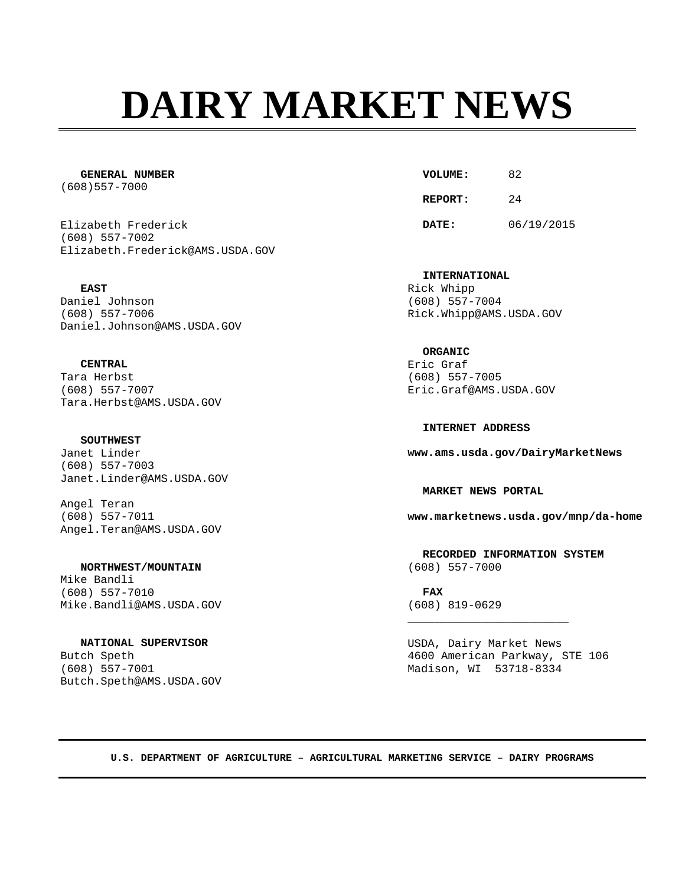# DAIRY MARKET NEWS

**GENERAL NUMBER**
(608)557-7000

Elizabeth Frederick
(608) 557-7002
Elizabeth.Frederick@AMS.USDA.GOV

**EAST**
Daniel Johnson
(608) 557-7006
Daniel.Johnson@AMS.USDA.GOV

**CENTRAL**
Tara Herbst
(608) 557-7007
Tara.Herbst@AMS.USDA.GOV

**SOUTHWEST**
Janet Linder
(608) 557-7003
Janet.Linder@AMS.USDA.GOV

Angel Teran
(608) 557-7011
Angel.Teran@AMS.USDA.GOV

**NORTHWEST/MOUNTAIN**
Mike Bandli
(608) 557-7010
Mike.Bandli@AMS.USDA.GOV

**NATIONAL SUPERVISOR**
Butch Speth
(608) 557-7001
Butch.Speth@AMS.USDA.GOV

| | |
|---|---|
| **VOLUME:** | 82 |
| **REPORT:** | 24 |
| **DATE:** | 06/19/2015 |

**INTERNATIONAL**
Rick Whipp
(608) 557-7004
Rick.Whipp@AMS.USDA.GOV

**ORGANIC**
Eric Graf
(608) 557-7005
Eric.Graf@AMS.USDA.GOV

**INTERNET ADDRESS**

**www.ams.usda.gov/DairyMarketNews**

**MARKET NEWS PORTAL**

**www.marketnews.usda.gov/mnp/da-home**

**RECORDED INFORMATION SYSTEM**
(608) 557-7000

**FAX**
(608) 819-0629

USDA, Dairy Market News
4600 American Parkway, STE 106
Madison, WI 53718-8334

**U.S. DEPARTMENT OF AGRICULTURE – AGRICULTURAL MARKETING SERVICE – DAIRY PROGRAMS**